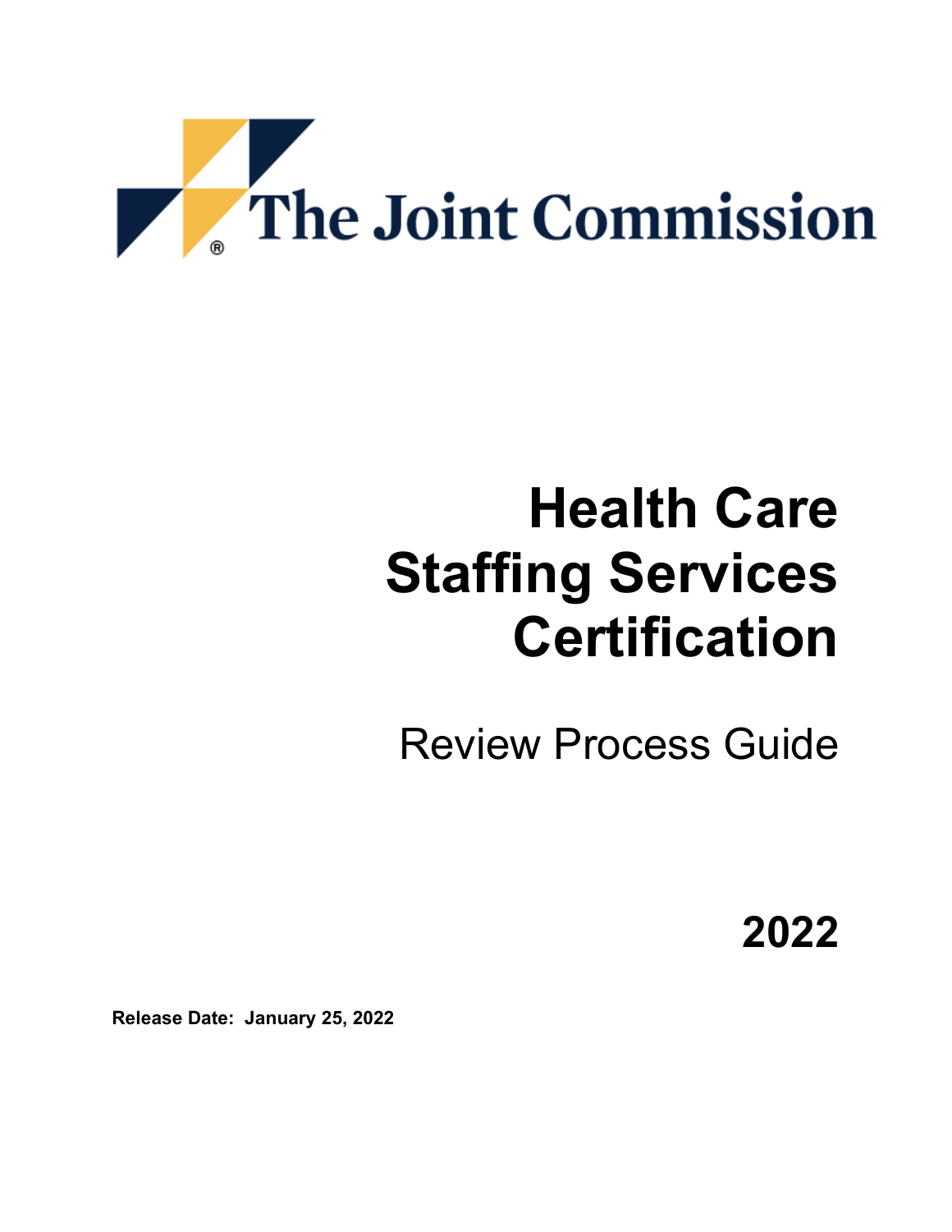The Joint Commission

# Health Care Staffing Services Certification

## Review Process Guide

**2022**

**Release Date: January 25, 2022**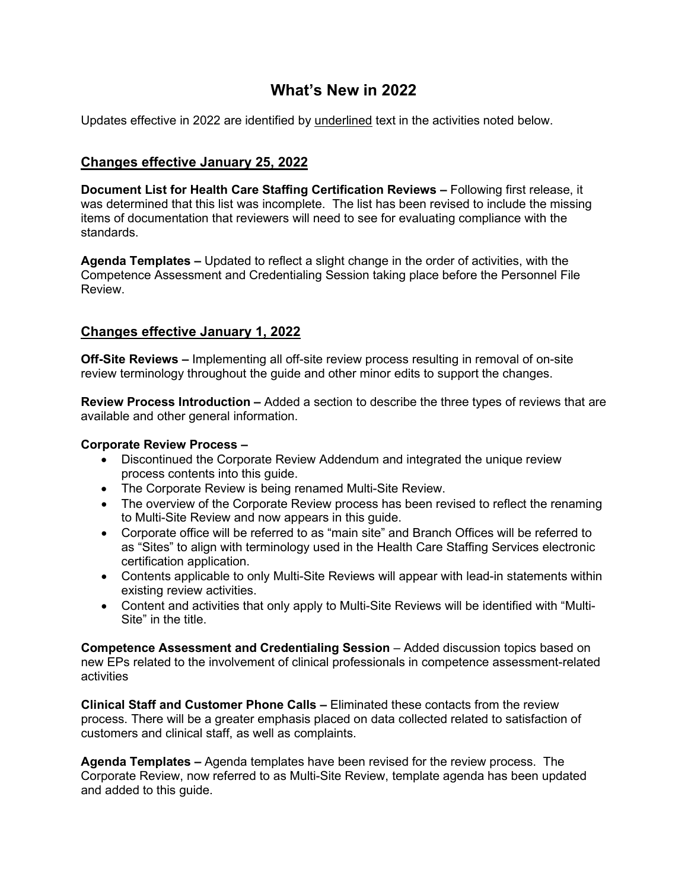# What's New in 2022

Updates effective in 2022 are identified by <u>underlined</u> text in the activities noted below.

## <u>Changes effective January 25, 2022</u>

**Document List for Health Care Staffing Certification Reviews –** Following first release, it was determined that this list was incomplete. The list has been revised to include the missing items of documentation that reviewers will need to see for evaluating compliance with the standards.

**Agenda Templates –** Updated to reflect a slight change in the order of activities, with the Competence Assessment and Credentialing Session taking place before the Personnel File Review.

## <u>Changes effective January 1, 2022</u>

**Off-Site Reviews –** Implementing all off-site review process resulting in removal of on-site review terminology throughout the guide and other minor edits to support the changes.

**Review Process Introduction –** Added a section to describe the three types of reviews that are available and other general information.

**Corporate Review Process –**

- Discontinued the Corporate Review Addendum and integrated the unique review process contents into this guide.
- The Corporate Review is being renamed Multi-Site Review.
- The overview of the Corporate Review process has been revised to reflect the renaming to Multi-Site Review and now appears in this guide.
- Corporate office will be referred to as "main site" and Branch Offices will be referred to as "Sites" to align with terminology used in the Health Care Staffing Services electronic certification application.
- Contents applicable to only Multi-Site Reviews will appear with lead-in statements within existing review activities.
- Content and activities that only apply to Multi-Site Reviews will be identified with "Multi-Site" in the title.

**Competence Assessment and Credentialing Session** – Added discussion topics based on new EPs related to the involvement of clinical professionals in competence assessment-related activities

**Clinical Staff and Customer Phone Calls –** Eliminated these contacts from the review process. There will be a greater emphasis placed on data collected related to satisfaction of customers and clinical staff, as well as complaints.

**Agenda Templates –** Agenda templates have been revised for the review process. The Corporate Review, now referred to as Multi-Site Review, template agenda has been updated and added to this guide.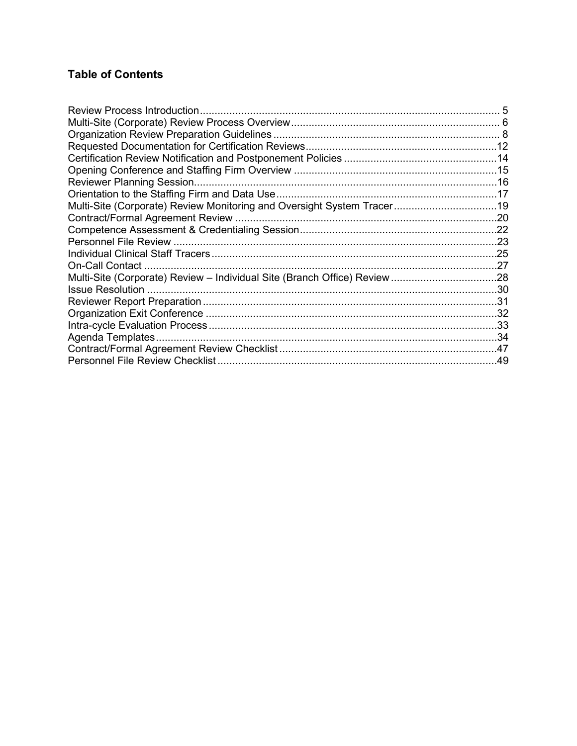## Table of Contents

| Section | Page |
| --- | --- |
| Review Process Introduction | 5 |
| Multi-Site (Corporate) Review Process Overview | 6 |
| Organization Review Preparation Guidelines | 8 |
| Requested Documentation for Certification Reviews | 12 |
| Certification Review Notification and Postponement Policies | 14 |
| Opening Conference and Staffing Firm Overview | 15 |
| Reviewer Planning Session | 16 |
| Orientation to the Staffing Firm and Data Use | 17 |
| Multi-Site (Corporate) Review Monitoring and Oversight System Tracer | 19 |
| Contract/Formal Agreement Review | 20 |
| Competence Assessment & Credentialing Session | 22 |
| Personnel File Review | 23 |
| Individual Clinical Staff Tracers | 25 |
| On-Call Contact | 27 |
| Multi-Site (Corporate) Review – Individual Site (Branch Office) Review | 28 |
| Issue Resolution | 30 |
| Reviewer Report Preparation | 31 |
| Organization Exit Conference | 32 |
| Intra-cycle Evaluation Process | 33 |
| Agenda Templates | 34 |
| Contract/Formal Agreement Review Checklist | 47 |
| Personnel File Review Checklist | 49 |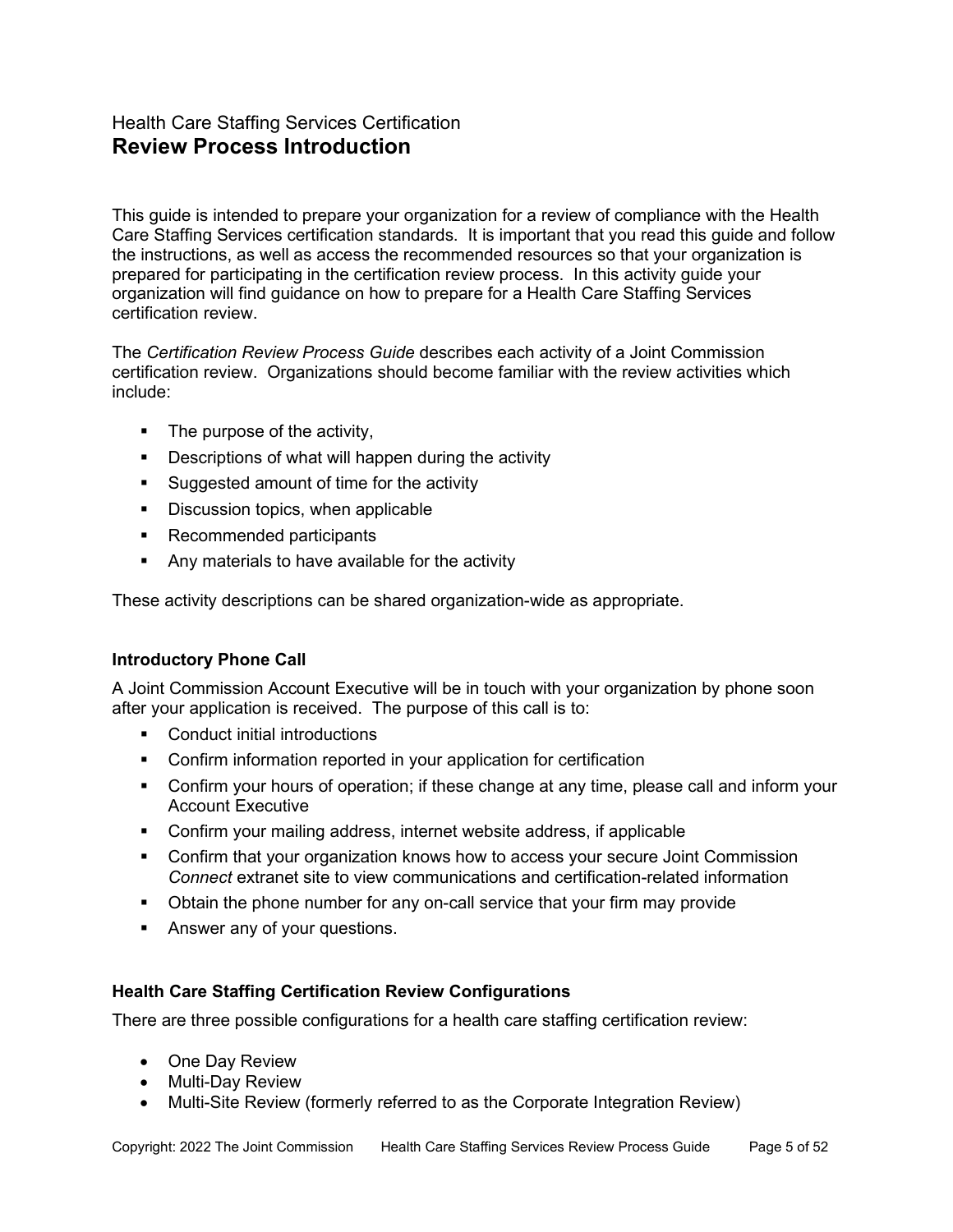Health Care Staffing Services Certification

# Review Process Introduction

This guide is intended to prepare your organization for a review of compliance with the Health Care Staffing Services certification standards. It is important that you read this guide and follow the instructions, as well as access the recommended resources so that your organization is prepared for participating in the certification review process. In this activity guide your organization will find guidance on how to prepare for a Health Care Staffing Services certification review.

The *Certification Review Process Guide* describes each activity of a Joint Commission certification review. Organizations should become familiar with the review activities which include:

- The purpose of the activity,
- Descriptions of what will happen during the activity
- Suggested amount of time for the activity
- Discussion topics, when applicable
- Recommended participants
- Any materials to have available for the activity

These activity descriptions can be shared organization-wide as appropriate.

### Introductory Phone Call

A Joint Commission Account Executive will be in touch with your organization by phone soon after your application is received. The purpose of this call is to:

- Conduct initial introductions
- Confirm information reported in your application for certification
- Confirm your hours of operation; if these change at any time, please call and inform your Account Executive
- Confirm your mailing address, internet website address, if applicable
- Confirm that your organization knows how to access your secure Joint Commission *Connect* extranet site to view communications and certification-related information
- Obtain the phone number for any on-call service that your firm may provide
- Answer any of your questions.

### Health Care Staffing Certification Review Configurations

There are three possible configurations for a health care staffing certification review:

- One Day Review
- Multi-Day Review
- Multi-Site Review (formerly referred to as the Corporate Integration Review)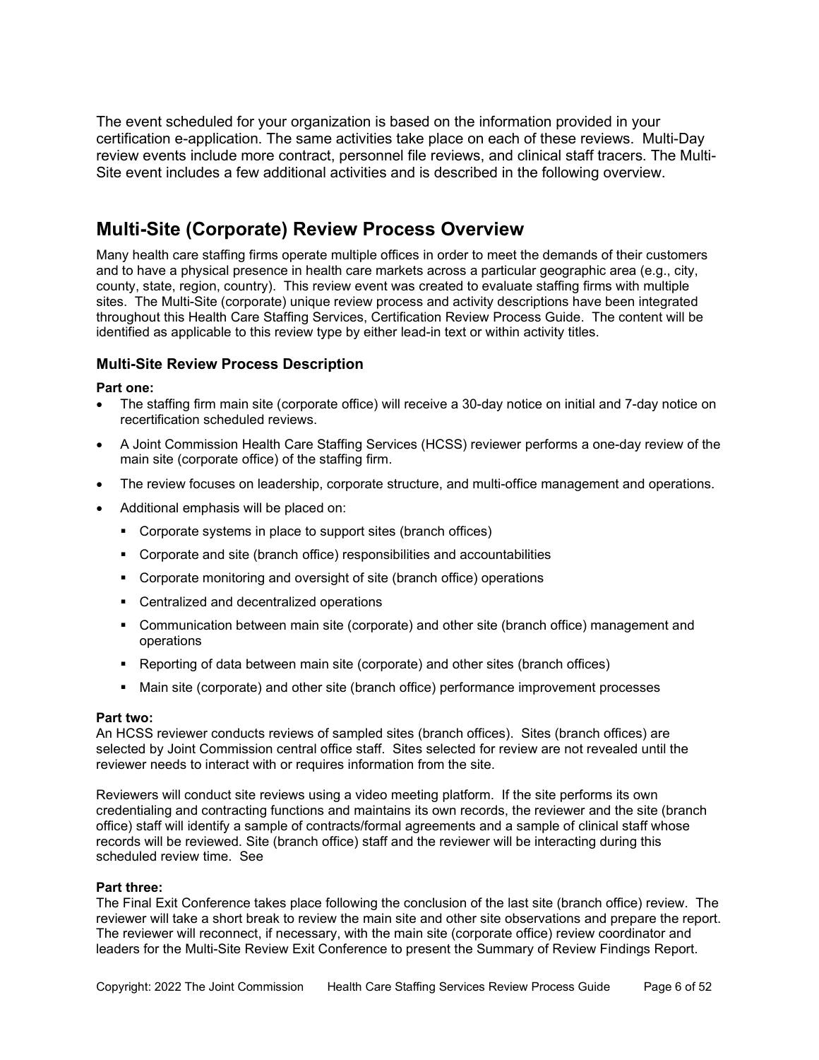The event scheduled for your organization is based on the information provided in your certification e-application. The same activities take place on each of these reviews. Multi-Day review events include more contract, personnel file reviews, and clinical staff tracers. The Multi-Site event includes a few additional activities and is described in the following overview.

## Multi-Site (Corporate) Review Process Overview

Many health care staffing firms operate multiple offices in order to meet the demands of their customers and to have a physical presence in health care markets across a particular geographic area (e.g., city, county, state, region, country). This review event was created to evaluate staffing firms with multiple sites. The Multi-Site (corporate) unique review process and activity descriptions have been integrated throughout this Health Care Staffing Services, Certification Review Process Guide. The content will be identified as applicable to this review type by either lead-in text or within activity titles.

### Multi-Site Review Process Description

**Part one:**

- The staffing firm main site (corporate office) will receive a 30-day notice on initial and 7-day notice on recertification scheduled reviews.
- A Joint Commission Health Care Staffing Services (HCSS) reviewer performs a one-day review of the main site (corporate office) of the staffing firm.
- The review focuses on leadership, corporate structure, and multi-office management and operations.
- Additional emphasis will be placed on:
  - Corporate systems in place to support sites (branch offices)
  - Corporate and site (branch office) responsibilities and accountabilities
  - Corporate monitoring and oversight of site (branch office) operations
  - Centralized and decentralized operations
  - Communication between main site (corporate) and other site (branch office) management and operations
  - Reporting of data between main site (corporate) and other sites (branch offices)
  - Main site (corporate) and other site (branch office) performance improvement processes

**Part two:**
An HCSS reviewer conducts reviews of sampled sites (branch offices). Sites (branch offices) are selected by Joint Commission central office staff. Sites selected for review are not revealed until the reviewer needs to interact with or requires information from the site.

Reviewers will conduct site reviews using a video meeting platform. If the site performs its own credentialing and contracting functions and maintains its own records, the reviewer and the site (branch office) staff will identify a sample of contracts/formal agreements and a sample of clinical staff whose records will be reviewed. Site (branch office) staff and the reviewer will be interacting during this scheduled review time. See

**Part three:**
The Final Exit Conference takes place following the conclusion of the last site (branch office) review. The reviewer will take a short break to review the main site and other site observations and prepare the report. The reviewer will reconnect, if necessary, with the main site (corporate office) review coordinator and leaders for the Multi-Site Review Exit Conference to present the Summary of Review Findings Report.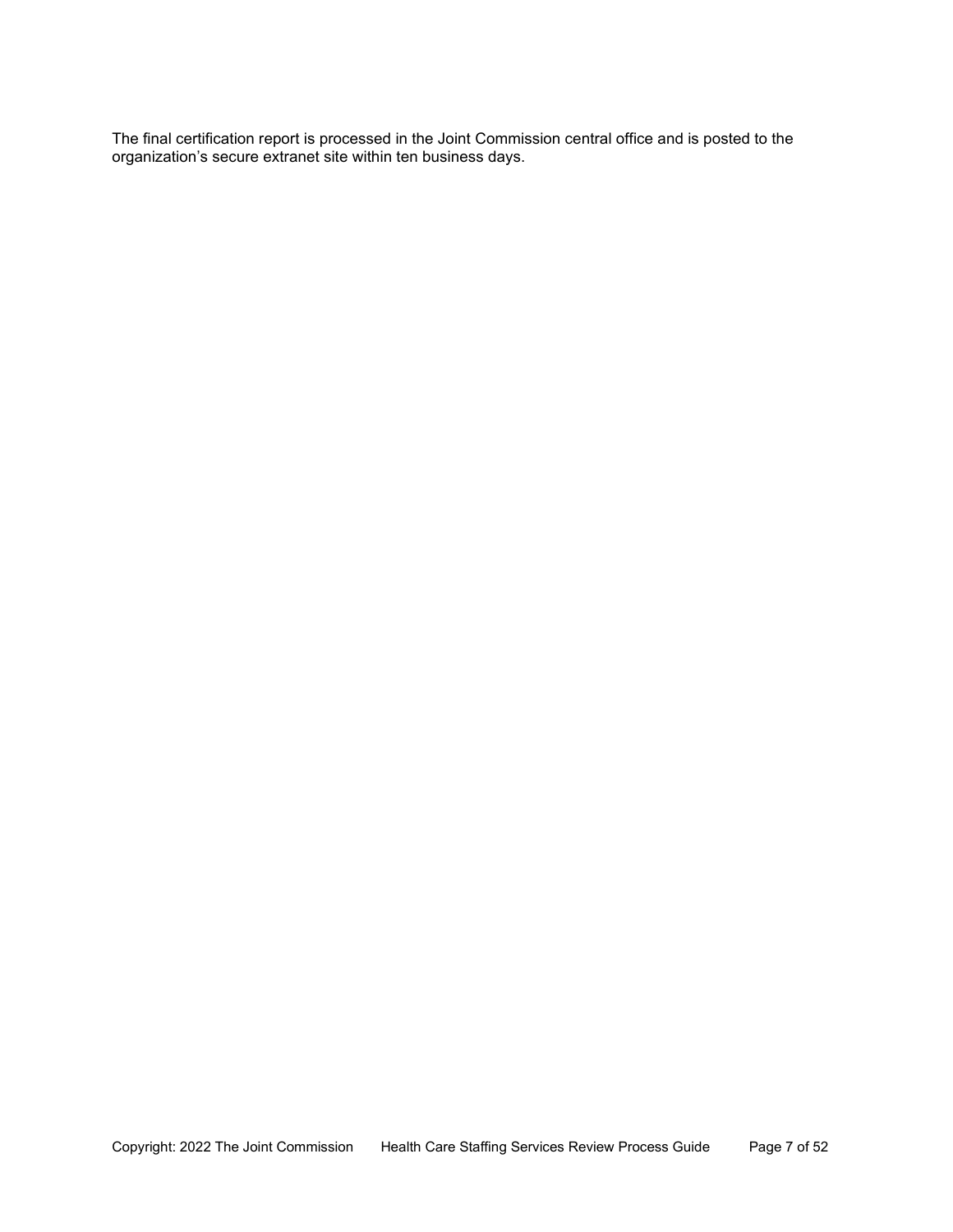The final certification report is processed in the Joint Commission central office and is posted to the organization’s secure extranet site within ten business days.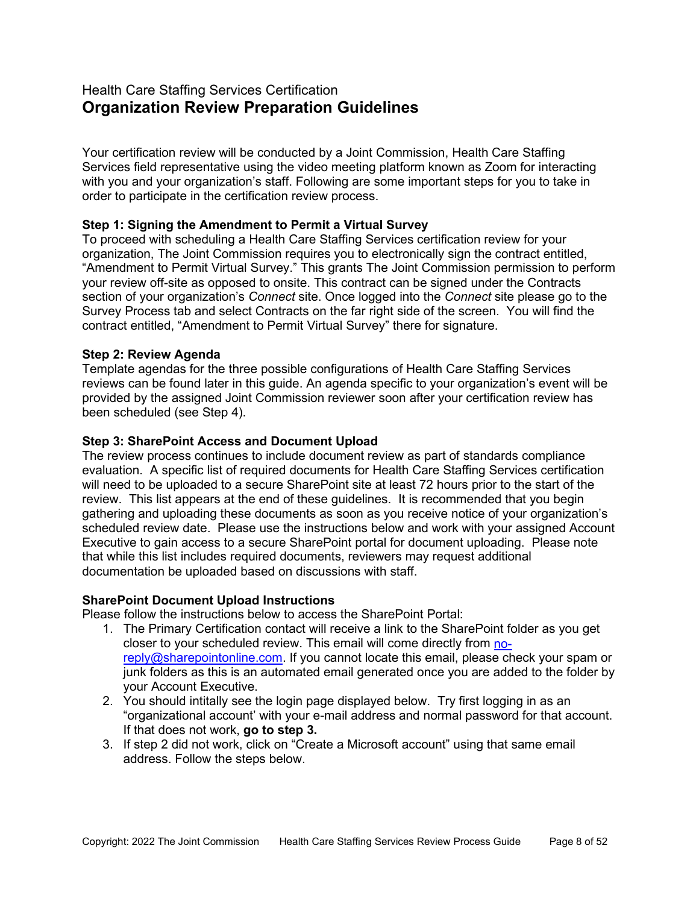Health Care Staffing Services Certification

# Organization Review Preparation Guidelines

Your certification review will be conducted by a Joint Commission, Health Care Staffing Services field representative using the video meeting platform known as Zoom for interacting with you and your organization's staff. Following are some important steps for you to take in order to participate in the certification review process.

**Step 1: Signing the Amendment to Permit a Virtual Survey**
To proceed with scheduling a Health Care Staffing Services certification review for your organization, The Joint Commission requires you to electronically sign the contract entitled, "Amendment to Permit Virtual Survey." This grants The Joint Commission permission to perform your review off-site as opposed to onsite. This contract can be signed under the Contracts section of your organization's *Connect* site. Once logged into the *Connect* site please go to the Survey Process tab and select Contracts on the far right side of the screen. You will find the contract entitled, "Amendment to Permit Virtual Survey" there for signature.

**Step 2: Review Agenda**
Template agendas for the three possible configurations of Health Care Staffing Services reviews can be found later in this guide. An agenda specific to your organization's event will be provided by the assigned Joint Commission reviewer soon after your certification review has been scheduled (see Step 4).

**Step 3: SharePoint Access and Document Upload**
The review process continues to include document review as part of standards compliance evaluation. A specific list of required documents for Health Care Staffing Services certification will need to be uploaded to a secure SharePoint site at least 72 hours prior to the start of the review. This list appears at the end of these guidelines. It is recommended that you begin gathering and uploading these documents as soon as you receive notice of your organization's scheduled review date. Please use the instructions below and work with your assigned Account Executive to gain access to a secure SharePoint portal for document uploading. Please note that while this list includes required documents, reviewers may request additional documentation be uploaded based on discussions with staff.

**SharePoint Document Upload Instructions**
Please follow the instructions below to access the SharePoint Portal:

1. The Primary Certification contact will receive a link to the SharePoint folder as you get closer to your scheduled review. This email will come directly from no-reply@sharepointonline.com. If you cannot locate this email, please check your spam or junk folders as this is an automated email generated once you are added to the folder by your Account Executive.
2. You should intitally see the login page displayed below. Try first logging in as an "organizational account' with your e-mail address and normal password for that account. If that does not work, **go to step 3.**
3. If step 2 did not work, click on "Create a Microsoft account" using that same email address. Follow the steps below.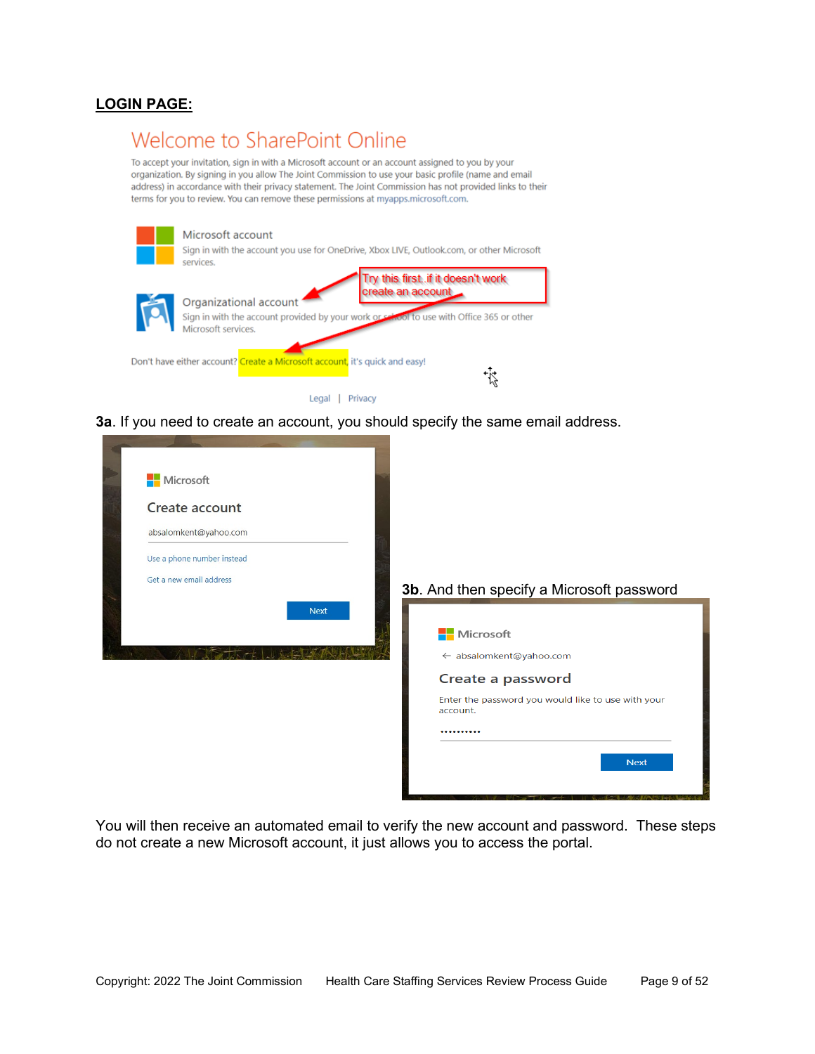**LOGIN PAGE:**

Welcome to SharePoint Online

To accept your invitation, sign in with a Microsoft account or an account assigned to you by your organization. By signing in you allow The Joint Commission to use your basic profile (name and email address) in accordance with their privacy statement. The Joint Commission has not provided links to their terms for you to review. You can remove these permissions at myapps.microsoft.com.

Microsoft account
Sign in with the account you use for OneDrive, Xbox LIVE, Outlook.com, or other Microsoft services.

Try this first, if it doesn't work create an account

Organizational account
Sign in with the account provided by your work or school to use with Office 365 or other Microsoft services.

Don't have either account? Create a Microsoft account, it's quick and easy!

Legal | Privacy

**3a**. If you need to create an account, you should specify the same email address.

Microsoft
Create account
absalomkent@yahoo.com
Use a phone number instead
Get a new email address
Next

**3b**. And then specify a Microsoft password

Microsoft
← absalomkent@yahoo.com
Create a password
Enter the password you would like to use with your account.
••••••••••
Next

You will then receive an automated email to verify the new account and password. These steps do not create a new Microsoft account, it just allows you to access the portal.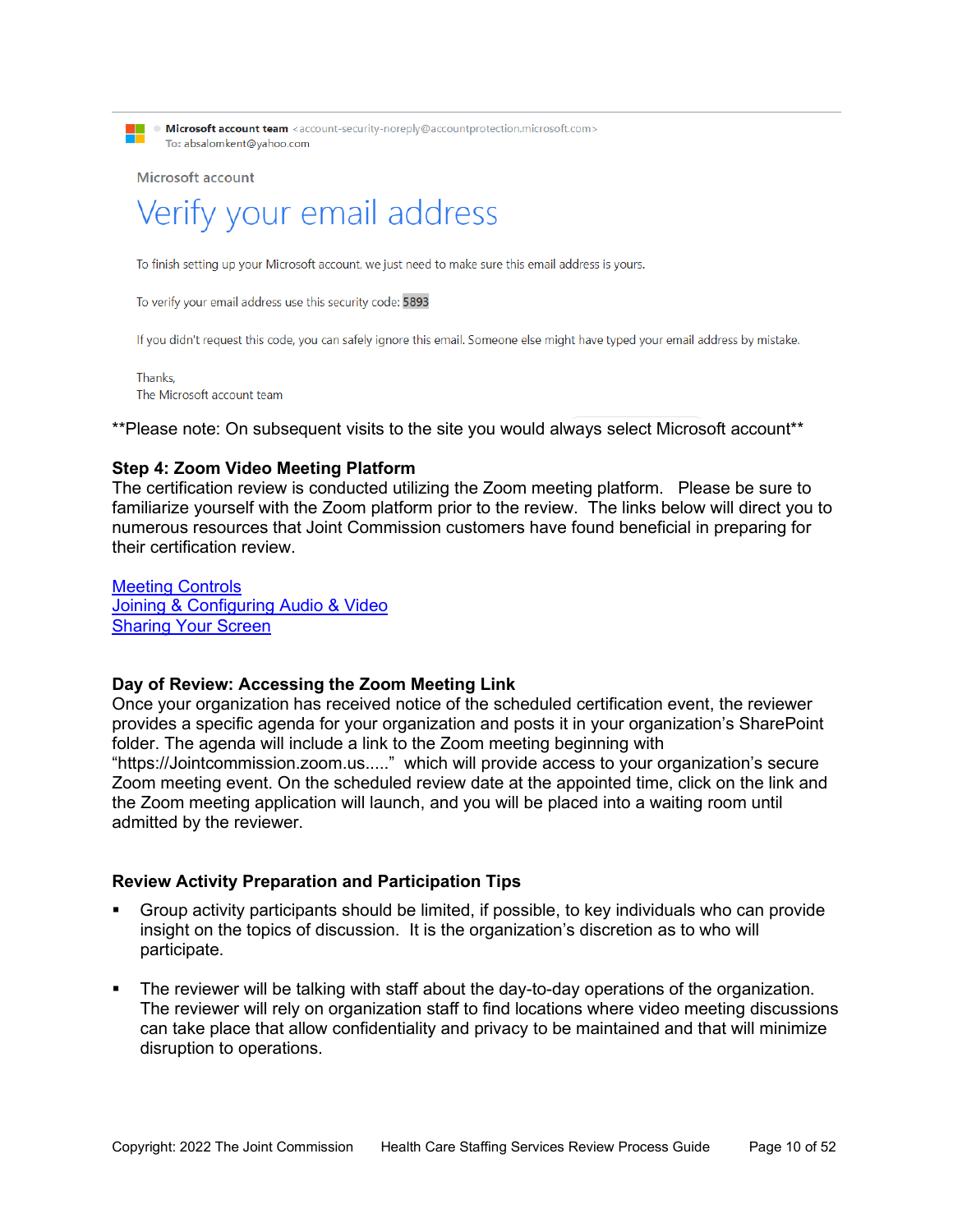**Microsoft account team** <account-security-noreply@accountprotection.microsoft.com>
To: absalomkent@yahoo.com

Microsoft account

Verify your email address

To finish setting up your Microsoft account, we just need to make sure this email address is yours.

To verify your email address use this security code: 5893

If you didn't request this code, you can safely ignore this email. Someone else might have typed your email address by mistake.

Thanks,
The Microsoft account team

**Please note: On subsequent visits to the site you would always select Microsoft account**

**Step 4: Zoom Video Meeting Platform**
The certification review is conducted utilizing the Zoom meeting platform. Please be sure to familiarize yourself with the Zoom platform prior to the review. The links below will direct you to numerous resources that Joint Commission customers have found beneficial in preparing for their certification review.

Meeting Controls
Joining & Configuring Audio & Video
Sharing Your Screen

**Day of Review: Accessing the Zoom Meeting Link**
Once your organization has received notice of the scheduled certification event, the reviewer provides a specific agenda for your organization and posts it in your organization's SharePoint folder. The agenda will include a link to the Zoom meeting beginning with "https://Jointcommission.zoom.us....." which will provide access to your organization's secure Zoom meeting event. On the scheduled review date at the appointed time, click on the link and the Zoom meeting application will launch, and you will be placed into a waiting room until admitted by the reviewer.

**Review Activity Preparation and Participation Tips**

- Group activity participants should be limited, if possible, to key individuals who can provide insight on the topics of discussion. It is the organization's discretion as to who will participate.
- The reviewer will be talking with staff about the day-to-day operations of the organization. The reviewer will rely on organization staff to find locations where video meeting discussions can take place that allow confidentiality and privacy to be maintained and that will minimize disruption to operations.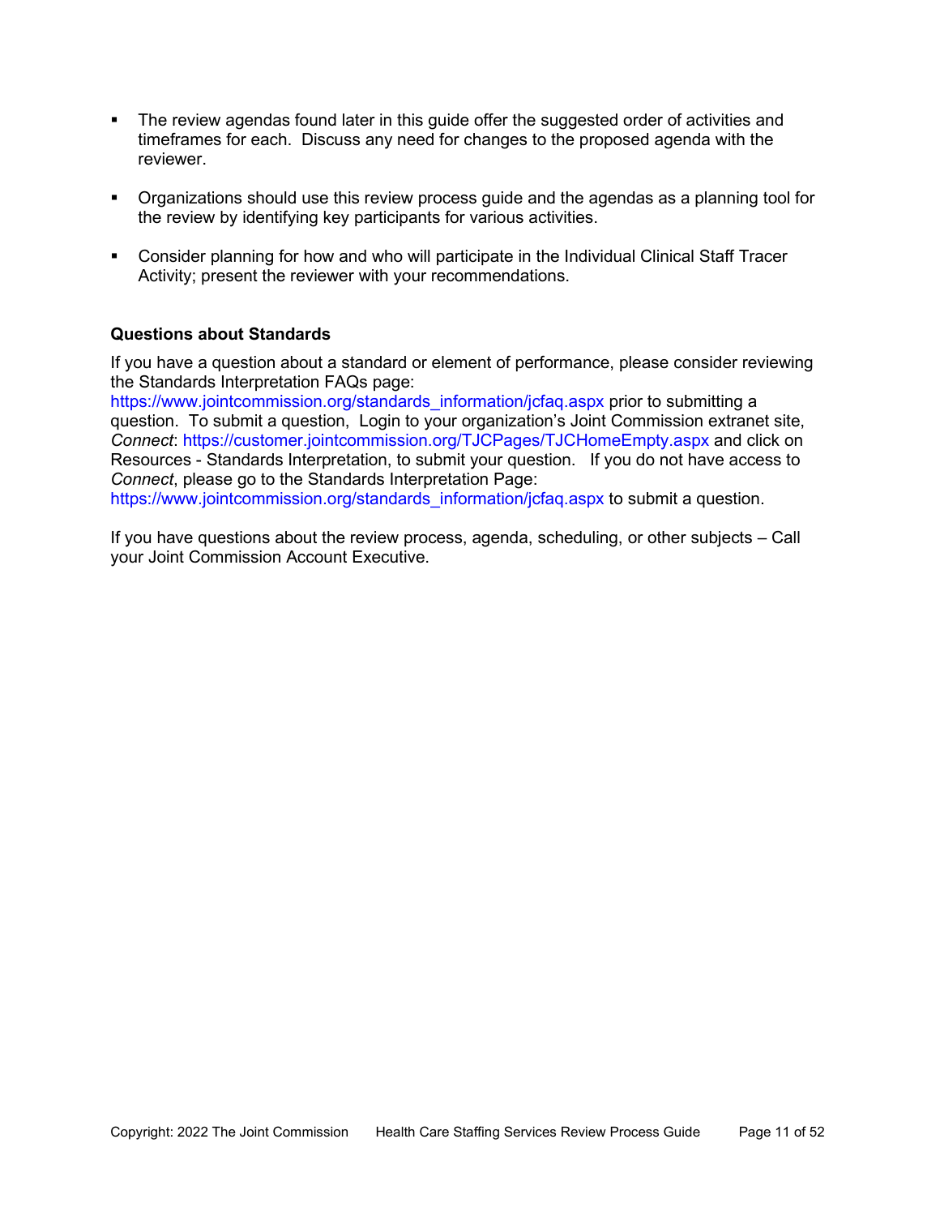- The review agendas found later in this guide offer the suggested order of activities and timeframes for each. Discuss any need for changes to the proposed agenda with the reviewer.

- Organizations should use this review process guide and the agendas as a planning tool for the review by identifying key participants for various activities.

- Consider planning for how and who will participate in the Individual Clinical Staff Tracer Activity; present the reviewer with your recommendations.

**Questions about Standards**

If you have a question about a standard or element of performance, please consider reviewing the Standards Interpretation FAQs page: https://www.jointcommission.org/standards_information/jcfaq.aspx prior to submitting a question. To submit a question, Login to your organization's Joint Commission extranet site, *Connect*: https://customer.jointcommission.org/TJCPages/TJCHomeEmpty.aspx and click on Resources - Standards Interpretation, to submit your question. If you do not have access to *Connect*, please go to the Standards Interpretation Page: https://www.jointcommission.org/standards_information/jcfaq.aspx to submit a question.

If you have questions about the review process, agenda, scheduling, or other subjects – Call your Joint Commission Account Executive.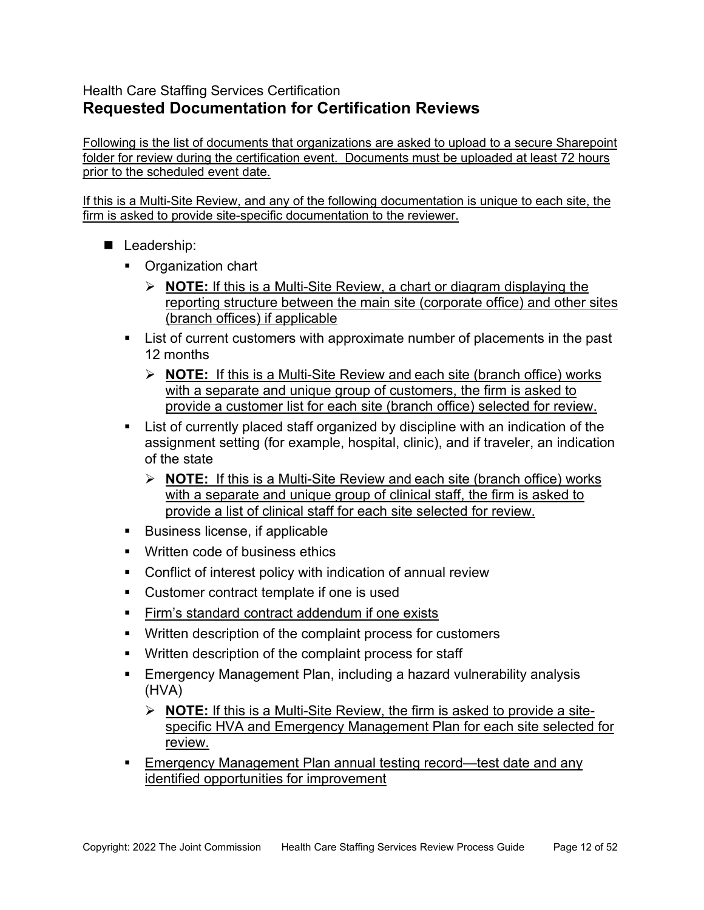Health Care Staffing Services Certification

## Requested Documentation for Certification Reviews

Following is the list of documents that organizations are asked to upload to a secure Sharepoint folder for review during the certification event. Documents must be uploaded at least 72 hours prior to the scheduled event date.

If this is a Multi-Site Review, and any of the following documentation is unique to each site, the firm is asked to provide site-specific documentation to the reviewer.

- Leadership:
  - Organization chart
    - **NOTE:** If this is a Multi-Site Review, a chart or diagram displaying the reporting structure between the main site (corporate office) and other sites (branch offices) if applicable
  - List of current customers with approximate number of placements in the past 12 months
    - **NOTE:** If this is a Multi-Site Review and each site (branch office) works with a separate and unique group of customers, the firm is asked to provide a customer list for each site (branch office) selected for review.
  - List of currently placed staff organized by discipline with an indication of the assignment setting (for example, hospital, clinic), and if traveler, an indication of the state
    - **NOTE:** If this is a Multi-Site Review and each site (branch office) works with a separate and unique group of clinical staff, the firm is asked to provide a list of clinical staff for each site selected for review.
  - Business license, if applicable
  - Written code of business ethics
  - Conflict of interest policy with indication of annual review
  - Customer contract template if one is used
  - Firm's standard contract addendum if one exists
  - Written description of the complaint process for customers
  - Written description of the complaint process for staff
  - Emergency Management Plan, including a hazard vulnerability analysis (HVA)
    - **NOTE:** If this is a Multi-Site Review, the firm is asked to provide a site-specific HVA and Emergency Management Plan for each site selected for review.
  - Emergency Management Plan annual testing record—test date and any identified opportunities for improvement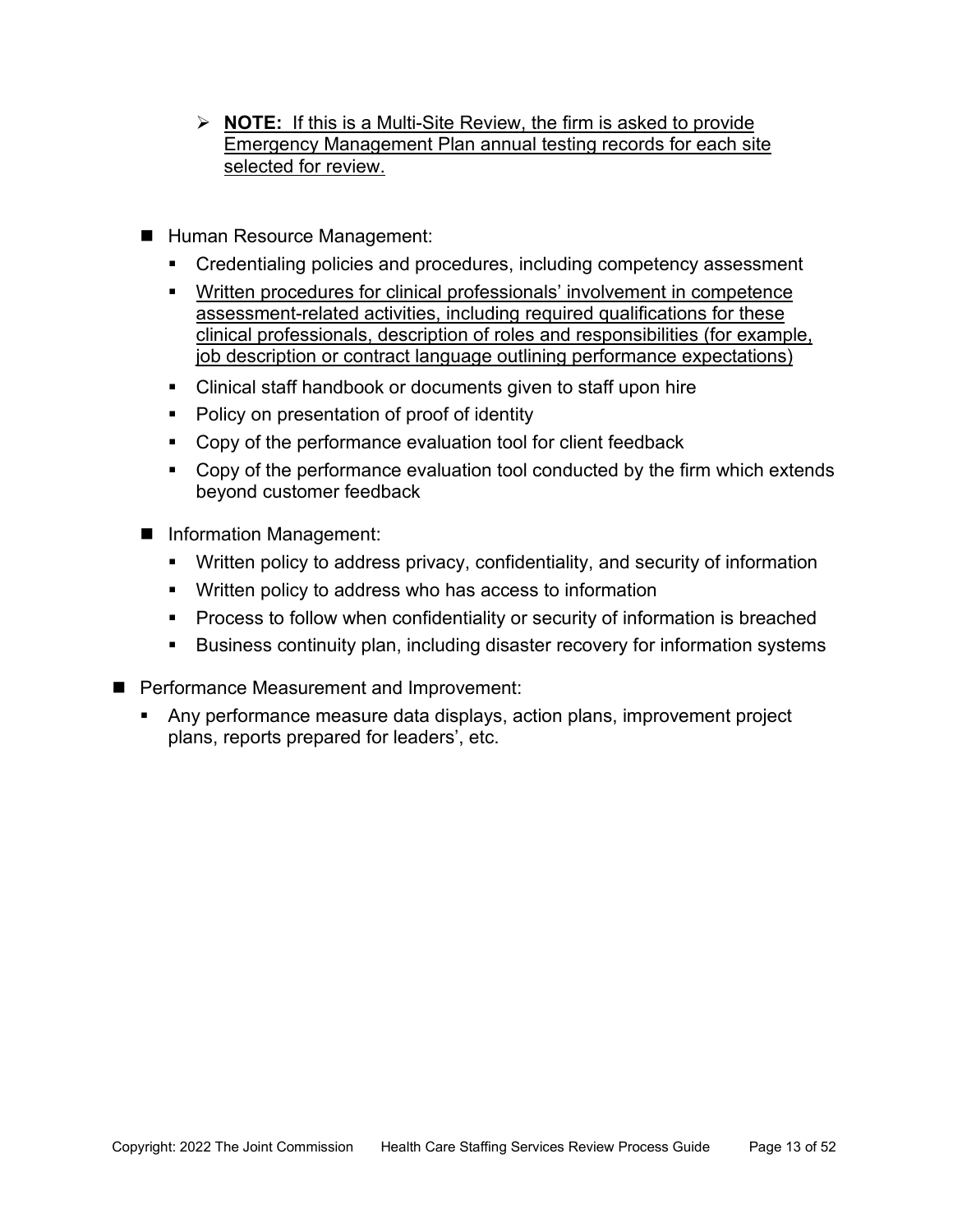- **NOTE:** If this is a Multi-Site Review, the firm is asked to provide Emergency Management Plan annual testing records for each site selected for review.

- Human Resource Management:
  - Credentialing policies and procedures, including competency assessment
  - Written procedures for clinical professionals' involvement in competence assessment-related activities, including required qualifications for these clinical professionals, description of roles and responsibilities (for example, job description or contract language outlining performance expectations)
  - Clinical staff handbook or documents given to staff upon hire
  - Policy on presentation of proof of identity
  - Copy of the performance evaluation tool for client feedback
  - Copy of the performance evaluation tool conducted by the firm which extends beyond customer feedback

- Information Management:
  - Written policy to address privacy, confidentiality, and security of information
  - Written policy to address who has access to information
  - Process to follow when confidentiality or security of information is breached
  - Business continuity plan, including disaster recovery for information systems

- Performance Measurement and Improvement:
  - Any performance measure data displays, action plans, improvement project plans, reports prepared for leaders', etc.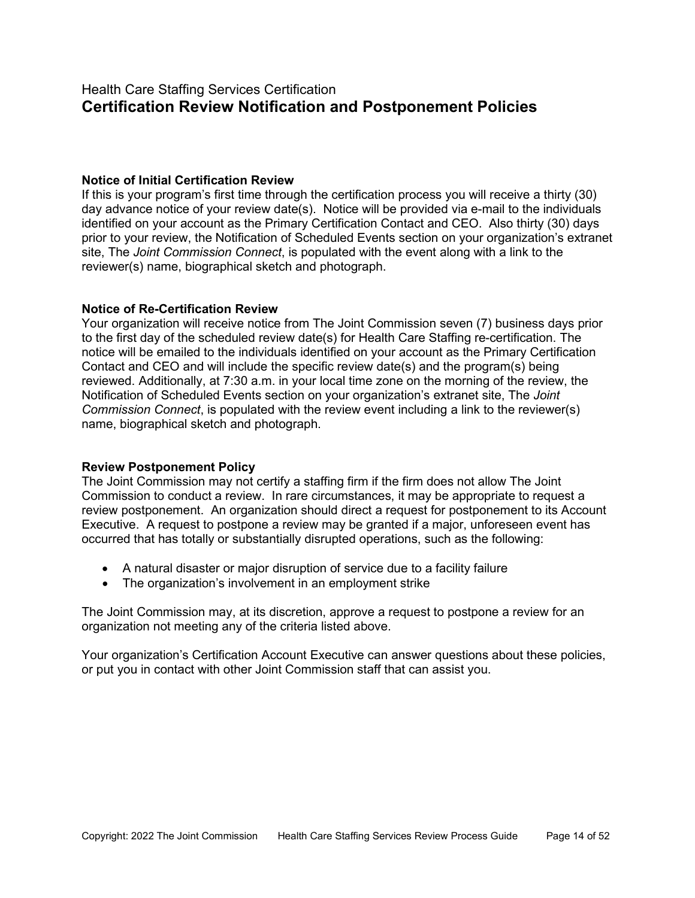Health Care Staffing Services Certification

# Certification Review Notification and Postponement Policies

**Notice of Initial Certification Review**

If this is your program's first time through the certification process you will receive a thirty (30) day advance notice of your review date(s). Notice will be provided via e-mail to the individuals identified on your account as the Primary Certification Contact and CEO. Also thirty (30) days prior to your review, the Notification of Scheduled Events section on your organization's extranet site, The *Joint Commission Connect*, is populated with the event along with a link to the reviewer(s) name, biographical sketch and photograph.

**Notice of Re-Certification Review**

Your organization will receive notice from The Joint Commission seven (7) business days prior to the first day of the scheduled review date(s) for Health Care Staffing re-certification. The notice will be emailed to the individuals identified on your account as the Primary Certification Contact and CEO and will include the specific review date(s) and the program(s) being reviewed. Additionally, at 7:30 a.m. in your local time zone on the morning of the review, the Notification of Scheduled Events section on your organization's extranet site, The *Joint Commission Connect*, is populated with the review event including a link to the reviewer(s) name, biographical sketch and photograph.

**Review Postponement Policy**

The Joint Commission may not certify a staffing firm if the firm does not allow The Joint Commission to conduct a review. In rare circumstances, it may be appropriate to request a review postponement. An organization should direct a request for postponement to its Account Executive. A request to postpone a review may be granted if a major, unforeseen event has occurred that has totally or substantially disrupted operations, such as the following:

- A natural disaster or major disruption of service due to a facility failure
- The organization's involvement in an employment strike

The Joint Commission may, at its discretion, approve a request to postpone a review for an organization not meeting any of the criteria listed above.

Your organization's Certification Account Executive can answer questions about these policies, or put you in contact with other Joint Commission staff that can assist you.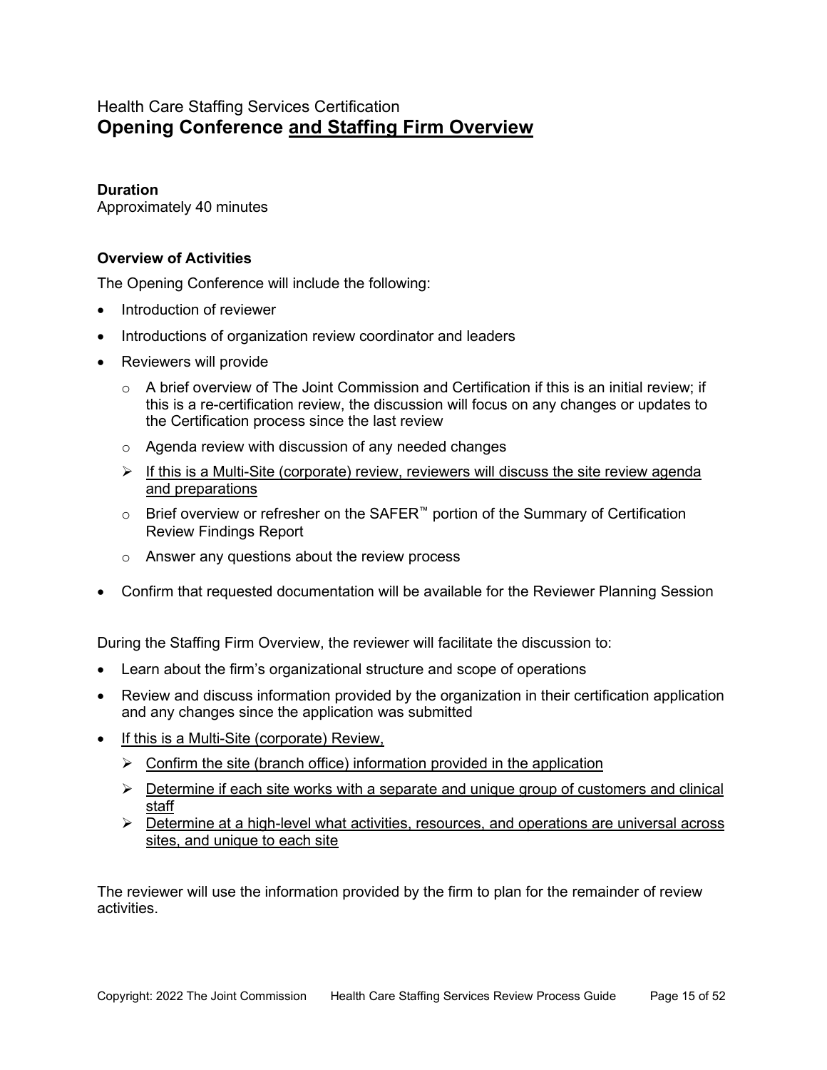Health Care Staffing Services Certification

# Opening Conference <u>and Staffing Firm Overview</u>

**Duration**

Approximately 40 minutes

**Overview of Activities**

The Opening Conference will include the following:

- Introduction of reviewer
- Introductions of organization review coordinator and leaders
- Reviewers will provide
  - A brief overview of The Joint Commission and Certification if this is an initial review; if this is a re-certification review, the discussion will focus on any changes or updates to the Certification process since the last review
  - Agenda review with discussion of any needed changes
  - <u>If this is a Multi-Site (corporate) review, reviewers will discuss the site review agenda and preparations</u>
  - Brief overview or refresher on the SAFER™ portion of the Summary of Certification Review Findings Report
  - Answer any questions about the review process
- Confirm that requested documentation will be available for the Reviewer Planning Session

During the Staffing Firm Overview, the reviewer will facilitate the discussion to:

- Learn about the firm's organizational structure and scope of operations
- Review and discuss information provided by the organization in their certification application and any changes since the application was submitted
- <u>If this is a Multi-Site (corporate) Review,</u>
  - <u>Confirm the site (branch office) information provided in the application</u>
  - <u>Determine if each site works with a separate and unique group of customers and clinical staff</u>
  - <u>Determine at a high-level what activities, resources, and operations are universal across sites, and unique to each site</u>

The reviewer will use the information provided by the firm to plan for the remainder of review activities.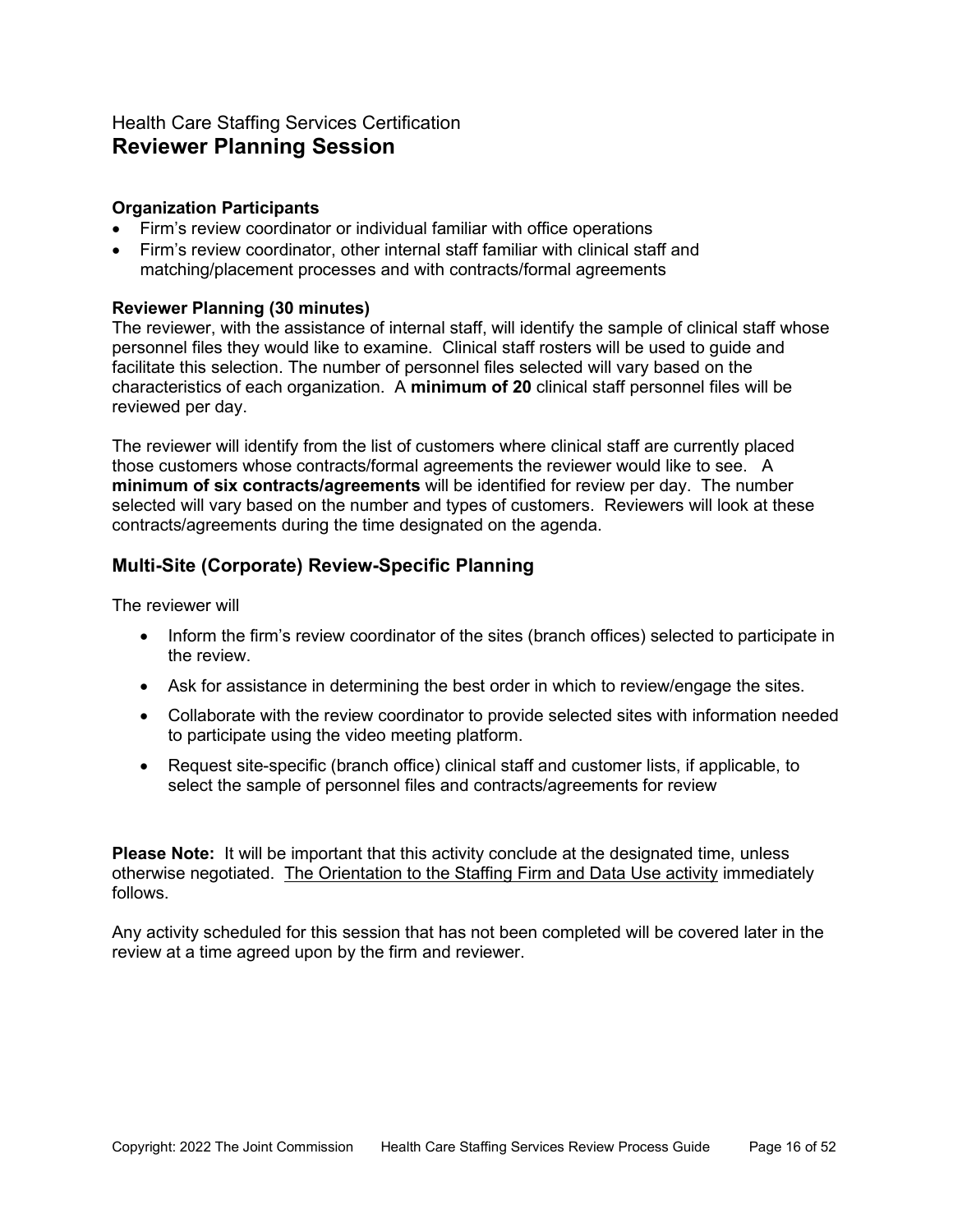Health Care Staffing Services Certification

# Reviewer Planning Session

**Organization Participants**

- Firm's review coordinator or individual familiar with office operations
- Firm's review coordinator, other internal staff familiar with clinical staff and matching/placement processes and with contracts/formal agreements

**Reviewer Planning (30 minutes)**

The reviewer, with the assistance of internal staff, will identify the sample of clinical staff whose personnel files they would like to examine. Clinical staff rosters will be used to guide and facilitate this selection. The number of personnel files selected will vary based on the characteristics of each organization. A **minimum of 20** clinical staff personnel files will be reviewed per day.

The reviewer will identify from the list of customers where clinical staff are currently placed those customers whose contracts/formal agreements the reviewer would like to see. A **minimum of six contracts/agreements** will be identified for review per day. The number selected will vary based on the number and types of customers. Reviewers will look at these contracts/agreements during the time designated on the agenda.

## Multi-Site (Corporate) Review-Specific Planning

The reviewer will

- Inform the firm's review coordinator of the sites (branch offices) selected to participate in the review.
- Ask for assistance in determining the best order in which to review/engage the sites.
- Collaborate with the review coordinator to provide selected sites with information needed to participate using the video meeting platform.
- Request site-specific (branch office) clinical staff and customer lists, if applicable, to select the sample of personnel files and contracts/agreements for review

**Please Note:** It will be important that this activity conclude at the designated time, unless otherwise negotiated. The Orientation to the Staffing Firm and Data Use activity immediately follows.

Any activity scheduled for this session that has not been completed will be covered later in the review at a time agreed upon by the firm and reviewer.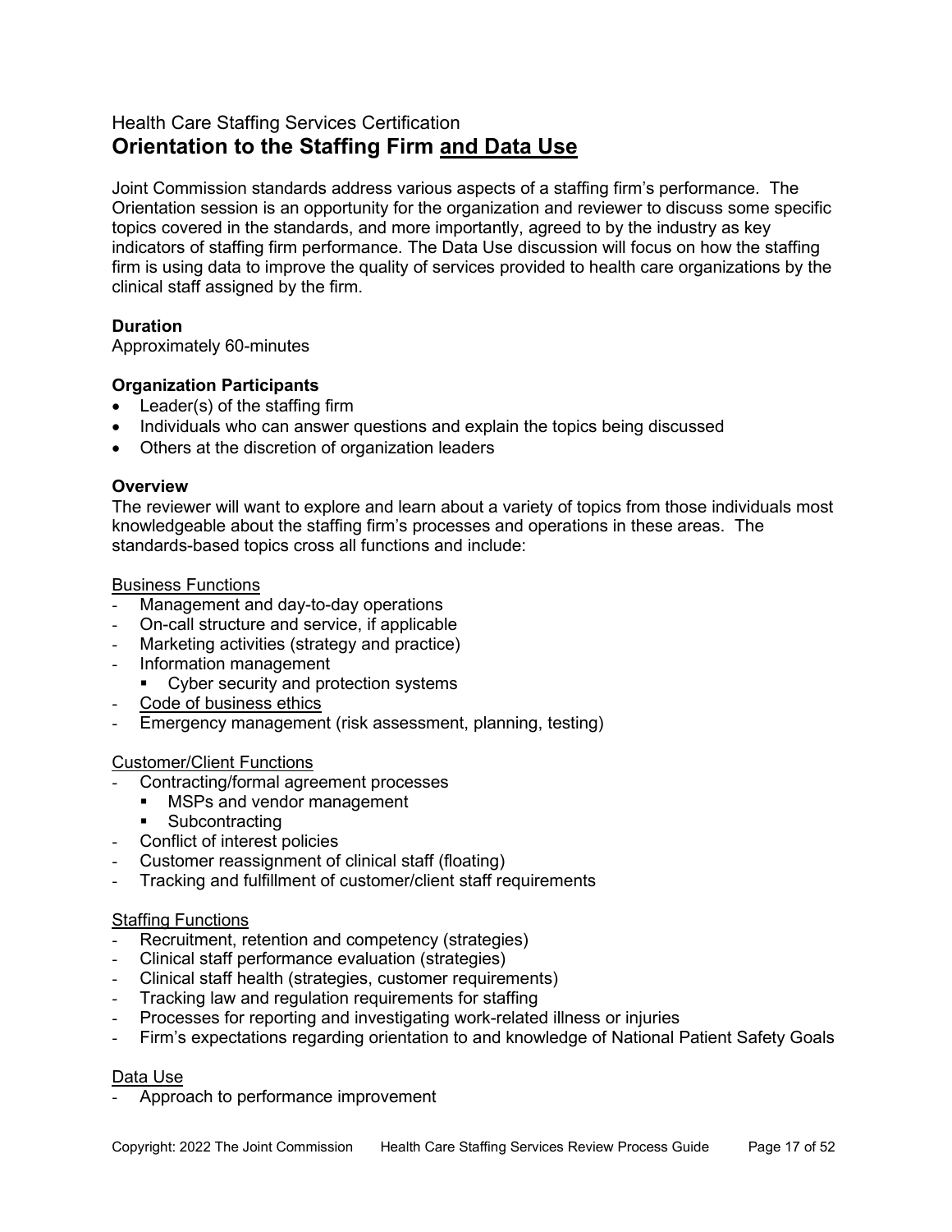Health Care Staffing Services Certification

# Orientation to the Staffing Firm and Data Use

Joint Commission standards address various aspects of a staffing firm's performance. The Orientation session is an opportunity for the organization and reviewer to discuss some specific topics covered in the standards, and more importantly, agreed to by the industry as key indicators of staffing firm performance. The Data Use discussion will focus on how the staffing firm is using data to improve the quality of services provided to health care organizations by the clinical staff assigned by the firm.

**Duration**
Approximately 60-minutes

**Organization Participants**

- Leader(s) of the staffing firm
- Individuals who can answer questions and explain the topics being discussed
- Others at the discretion of organization leaders

**Overview**
The reviewer will want to explore and learn about a variety of topics from those individuals most knowledgeable about the staffing firm's processes and operations in these areas. The standards-based topics cross all functions and include:

Business Functions

- Management and day-to-day operations
- On-call structure and service, if applicable
- Marketing activities (strategy and practice)
- Information management
  - Cyber security and protection systems
- Code of business ethics
- Emergency management (risk assessment, planning, testing)

Customer/Client Functions

- Contracting/formal agreement processes
  - MSPs and vendor management
  - Subcontracting
- Conflict of interest policies
- Customer reassignment of clinical staff (floating)
- Tracking and fulfillment of customer/client staff requirements

Staffing Functions

- Recruitment, retention and competency (strategies)
- Clinical staff performance evaluation (strategies)
- Clinical staff health (strategies, customer requirements)
- Tracking law and regulation requirements for staffing
- Processes for reporting and investigating work-related illness or injuries
- Firm's expectations regarding orientation to and knowledge of National Patient Safety Goals

Data Use

- Approach to performance improvement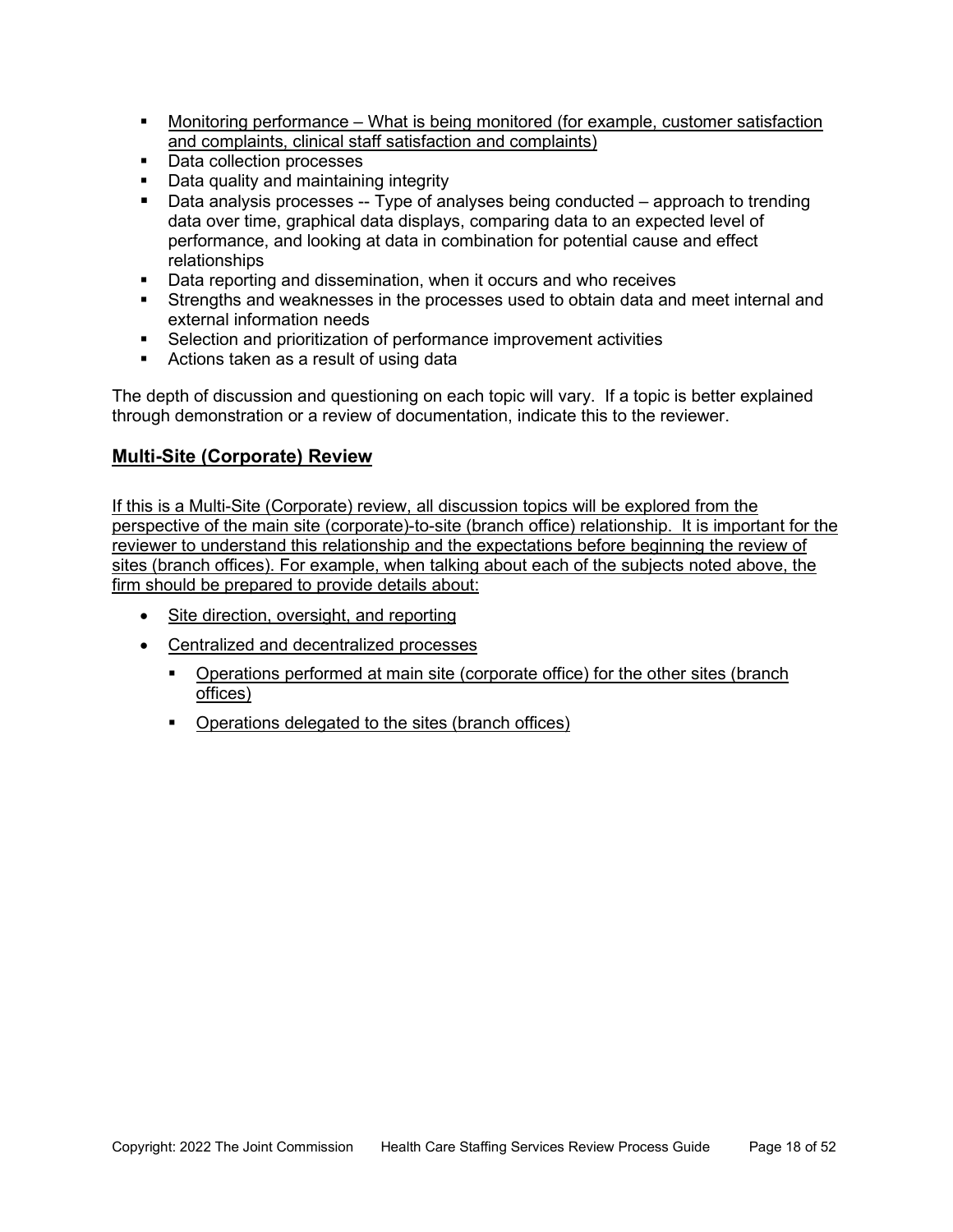- Monitoring performance – What is being monitored (for example, customer satisfaction and complaints, clinical staff satisfaction and complaints)
- Data collection processes
- Data quality and maintaining integrity
- Data analysis processes -- Type of analyses being conducted – approach to trending data over time, graphical data displays, comparing data to an expected level of performance, and looking at data in combination for potential cause and effect relationships
- Data reporting and dissemination, when it occurs and who receives
- Strengths and weaknesses in the processes used to obtain data and meet internal and external information needs
- Selection and prioritization of performance improvement activities
- Actions taken as a result of using data

The depth of discussion and questioning on each topic will vary. If a topic is better explained through demonstration or a review of documentation, indicate this to the reviewer.

## Multi-Site (Corporate) Review

If this is a Multi-Site (Corporate) review, all discussion topics will be explored from the perspective of the main site (corporate)-to-site (branch office) relationship. It is important for the reviewer to understand this relationship and the expectations before beginning the review of sites (branch offices). For example, when talking about each of the subjects noted above, the firm should be prepared to provide details about:

- Site direction, oversight, and reporting
- Centralized and decentralized processes
  - Operations performed at main site (corporate office) for the other sites (branch offices)
  - Operations delegated to the sites (branch offices)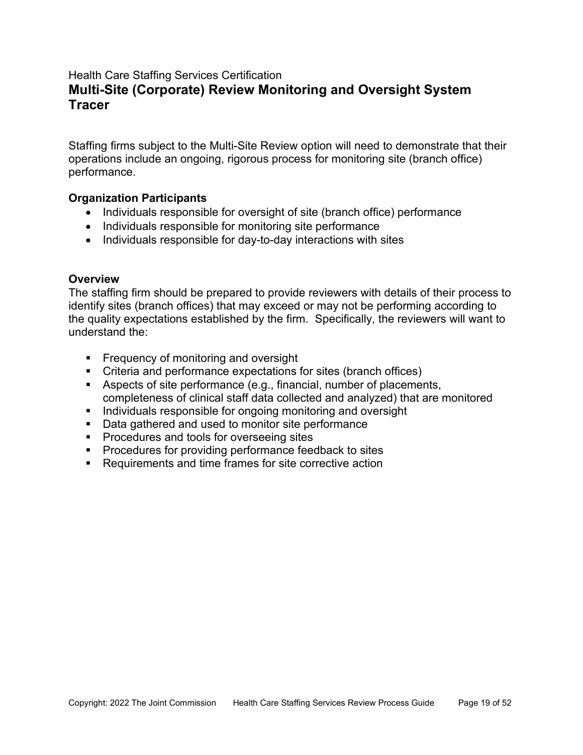Health Care Staffing Services Certification

## Multi-Site (Corporate) Review Monitoring and Oversight System Tracer

Staffing firms subject to the Multi-Site Review option will need to demonstrate that their operations include an ongoing, rigorous process for monitoring site (branch office) performance.

### Organization Participants

- Individuals responsible for oversight of site (branch office) performance
- Individuals responsible for monitoring site performance
- Individuals responsible for day-to-day interactions with sites

### Overview

The staffing firm should be prepared to provide reviewers with details of their process to identify sites (branch offices) that may exceed or may not be performing according to the quality expectations established by the firm. Specifically, the reviewers will want to understand the:

- Frequency of monitoring and oversight
- Criteria and performance expectations for sites (branch offices)
- Aspects of site performance (e.g., financial, number of placements, completeness of clinical staff data collected and analyzed) that are monitored
- Individuals responsible for ongoing monitoring and oversight
- Data gathered and used to monitor site performance
- Procedures and tools for overseeing sites
- Procedures for providing performance feedback to sites
- Requirements and time frames for site corrective action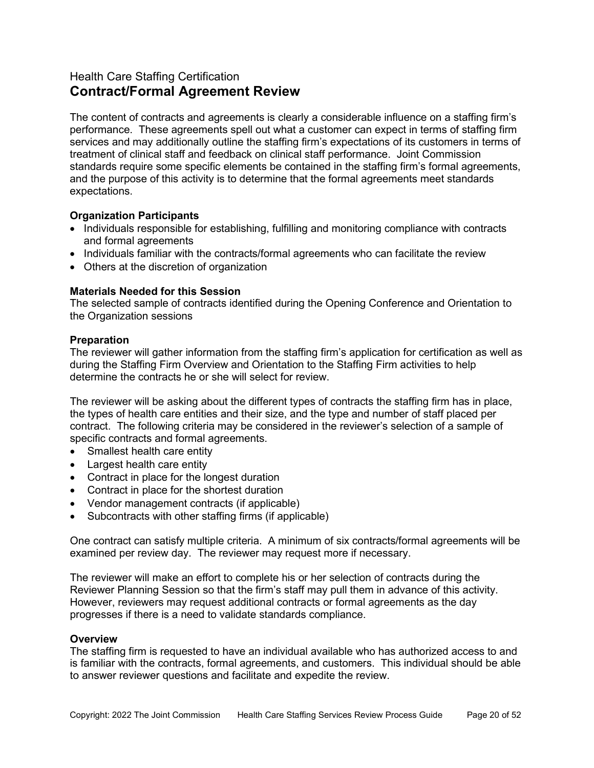## Health Care Staffing Certification

# Contract/Formal Agreement Review

The content of contracts and agreements is clearly a considerable influence on a staffing firm's performance. These agreements spell out what a customer can expect in terms of staffing firm services and may additionally outline the staffing firm's expectations of its customers in terms of treatment of clinical staff and feedback on clinical staff performance. Joint Commission standards require some specific elements be contained in the staffing firm's formal agreements, and the purpose of this activity is to determine that the formal agreements meet standards expectations.

**Organization Participants**

- Individuals responsible for establishing, fulfilling and monitoring compliance with contracts and formal agreements
- Individuals familiar with the contracts/formal agreements who can facilitate the review
- Others at the discretion of organization

**Materials Needed for this Session**

The selected sample of contracts identified during the Opening Conference and Orientation to the Organization sessions

**Preparation**

The reviewer will gather information from the staffing firm's application for certification as well as during the Staffing Firm Overview and Orientation to the Staffing Firm activities to help determine the contracts he or she will select for review.

The reviewer will be asking about the different types of contracts the staffing firm has in place, the types of health care entities and their size, and the type and number of staff placed per contract. The following criteria may be considered in the reviewer's selection of a sample of specific contracts and formal agreements.

- Smallest health care entity
- Largest health care entity
- Contract in place for the longest duration
- Contract in place for the shortest duration
- Vendor management contracts (if applicable)
- Subcontracts with other staffing firms (if applicable)

One contract can satisfy multiple criteria. A minimum of six contracts/formal agreements will be examined per review day. The reviewer may request more if necessary.

The reviewer will make an effort to complete his or her selection of contracts during the Reviewer Planning Session so that the firm's staff may pull them in advance of this activity. However, reviewers may request additional contracts or formal agreements as the day progresses if there is a need to validate standards compliance.

**Overview**

The staffing firm is requested to have an individual available who has authorized access to and is familiar with the contracts, formal agreements, and customers. This individual should be able to answer reviewer questions and facilitate and expedite the review.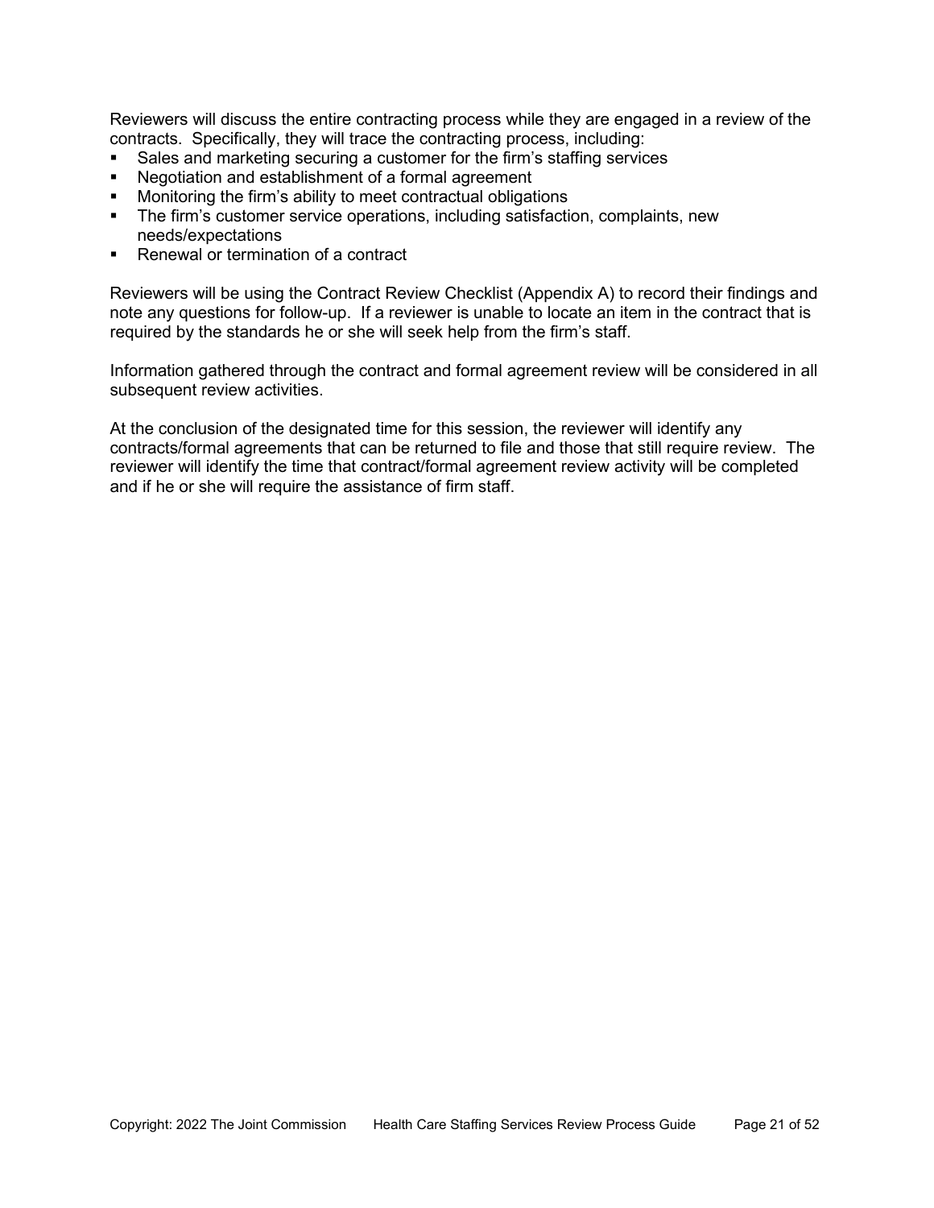Reviewers will discuss the entire contracting process while they are engaged in a review of the contracts. Specifically, they will trace the contracting process, including:

- Sales and marketing securing a customer for the firm's staffing services
- Negotiation and establishment of a formal agreement
- Monitoring the firm's ability to meet contractual obligations
- The firm's customer service operations, including satisfaction, complaints, new needs/expectations
- Renewal or termination of a contract

Reviewers will be using the Contract Review Checklist (Appendix A) to record their findings and note any questions for follow-up. If a reviewer is unable to locate an item in the contract that is required by the standards he or she will seek help from the firm's staff.

Information gathered through the contract and formal agreement review will be considered in all subsequent review activities.

At the conclusion of the designated time for this session, the reviewer will identify any contracts/formal agreements that can be returned to file and those that still require review. The reviewer will identify the time that contract/formal agreement review activity will be completed and if he or she will require the assistance of firm staff.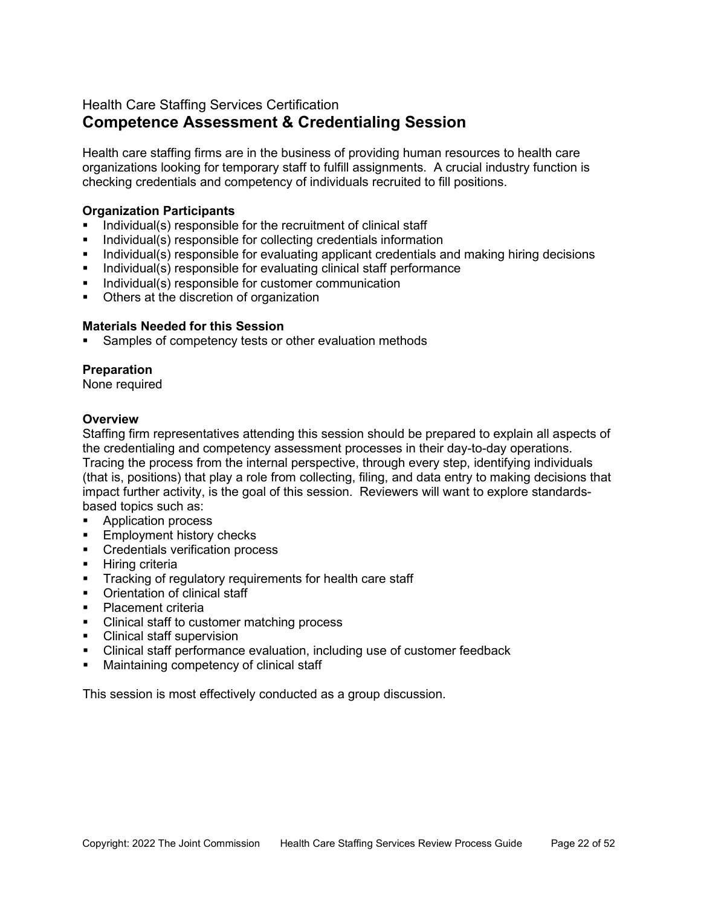Health Care Staffing Services Certification

# Competence Assessment & Credentialing Session

Health care staffing firms are in the business of providing human resources to health care organizations looking for temporary staff to fulfill assignments. A crucial industry function is checking credentials and competency of individuals recruited to fill positions.

**Organization Participants**

- Individual(s) responsible for the recruitment of clinical staff
- Individual(s) responsible for collecting credentials information
- Individual(s) responsible for evaluating applicant credentials and making hiring decisions
- Individual(s) responsible for evaluating clinical staff performance
- Individual(s) responsible for customer communication
- Others at the discretion of organization

**Materials Needed for this Session**

- Samples of competency tests or other evaluation methods

**Preparation**

None required

**Overview**

Staffing firm representatives attending this session should be prepared to explain all aspects of the credentialing and competency assessment processes in their day-to-day operations. Tracing the process from the internal perspective, through every step, identifying individuals (that is, positions) that play a role from collecting, filing, and data entry to making decisions that impact further activity, is the goal of this session. Reviewers will want to explore standards-based topics such as:

- Application process
- Employment history checks
- Credentials verification process
- Hiring criteria
- Tracking of regulatory requirements for health care staff
- Orientation of clinical staff
- Placement criteria
- Clinical staff to customer matching process
- Clinical staff supervision
- Clinical staff performance evaluation, including use of customer feedback
- Maintaining competency of clinical staff

This session is most effectively conducted as a group discussion.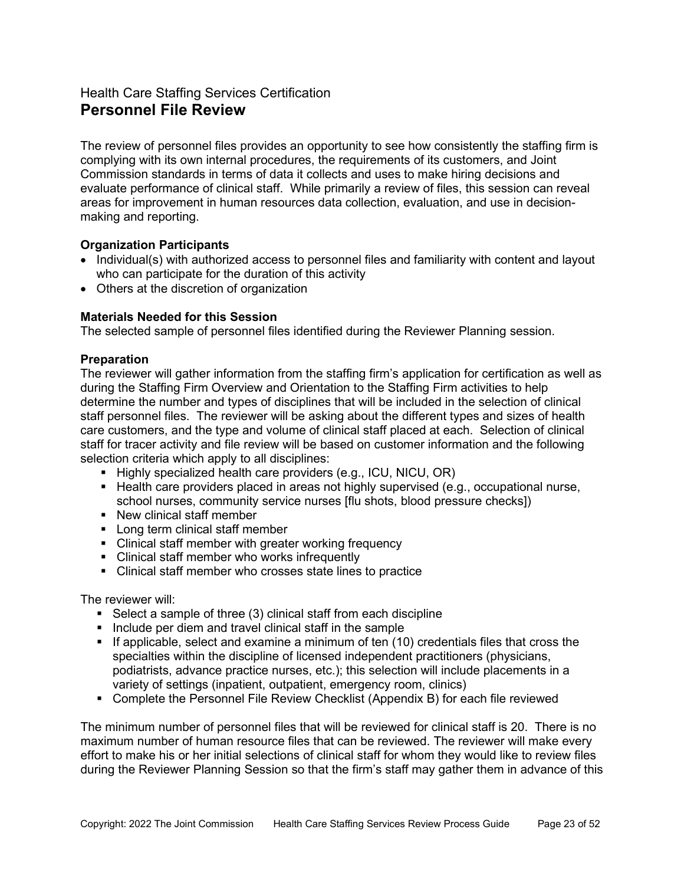Health Care Staffing Services Certification

# Personnel File Review

The review of personnel files provides an opportunity to see how consistently the staffing firm is complying with its own internal procedures, the requirements of its customers, and Joint Commission standards in terms of data it collects and uses to make hiring decisions and evaluate performance of clinical staff. While primarily a review of files, this session can reveal areas for improvement in human resources data collection, evaluation, and use in decision-making and reporting.

**Organization Participants**

- Individual(s) with authorized access to personnel files and familiarity with content and layout who can participate for the duration of this activity
- Others at the discretion of organization

**Materials Needed for this Session**

The selected sample of personnel files identified during the Reviewer Planning session.

**Preparation**

The reviewer will gather information from the staffing firm's application for certification as well as during the Staffing Firm Overview and Orientation to the Staffing Firm activities to help determine the number and types of disciplines that will be included in the selection of clinical staff personnel files. The reviewer will be asking about the different types and sizes of health care customers, and the type and volume of clinical staff placed at each. Selection of clinical staff for tracer activity and file review will be based on customer information and the following selection criteria which apply to all disciplines:

- Highly specialized health care providers (e.g., ICU, NICU, OR)
- Health care providers placed in areas not highly supervised (e.g., occupational nurse, school nurses, community service nurses [flu shots, blood pressure checks])
- New clinical staff member
- Long term clinical staff member
- Clinical staff member with greater working frequency
- Clinical staff member who works infrequently
- Clinical staff member who crosses state lines to practice

The reviewer will:

- Select a sample of three (3) clinical staff from each discipline
- Include per diem and travel clinical staff in the sample
- If applicable, select and examine a minimum of ten (10) credentials files that cross the specialties within the discipline of licensed independent practitioners (physicians, podiatrists, advance practice nurses, etc.); this selection will include placements in a variety of settings (inpatient, outpatient, emergency room, clinics)
- Complete the Personnel File Review Checklist (Appendix B) for each file reviewed

The minimum number of personnel files that will be reviewed for clinical staff is 20. There is no maximum number of human resource files that can be reviewed. The reviewer will make every effort to make his or her initial selections of clinical staff for whom they would like to review files during the Reviewer Planning Session so that the firm's staff may gather them in advance of this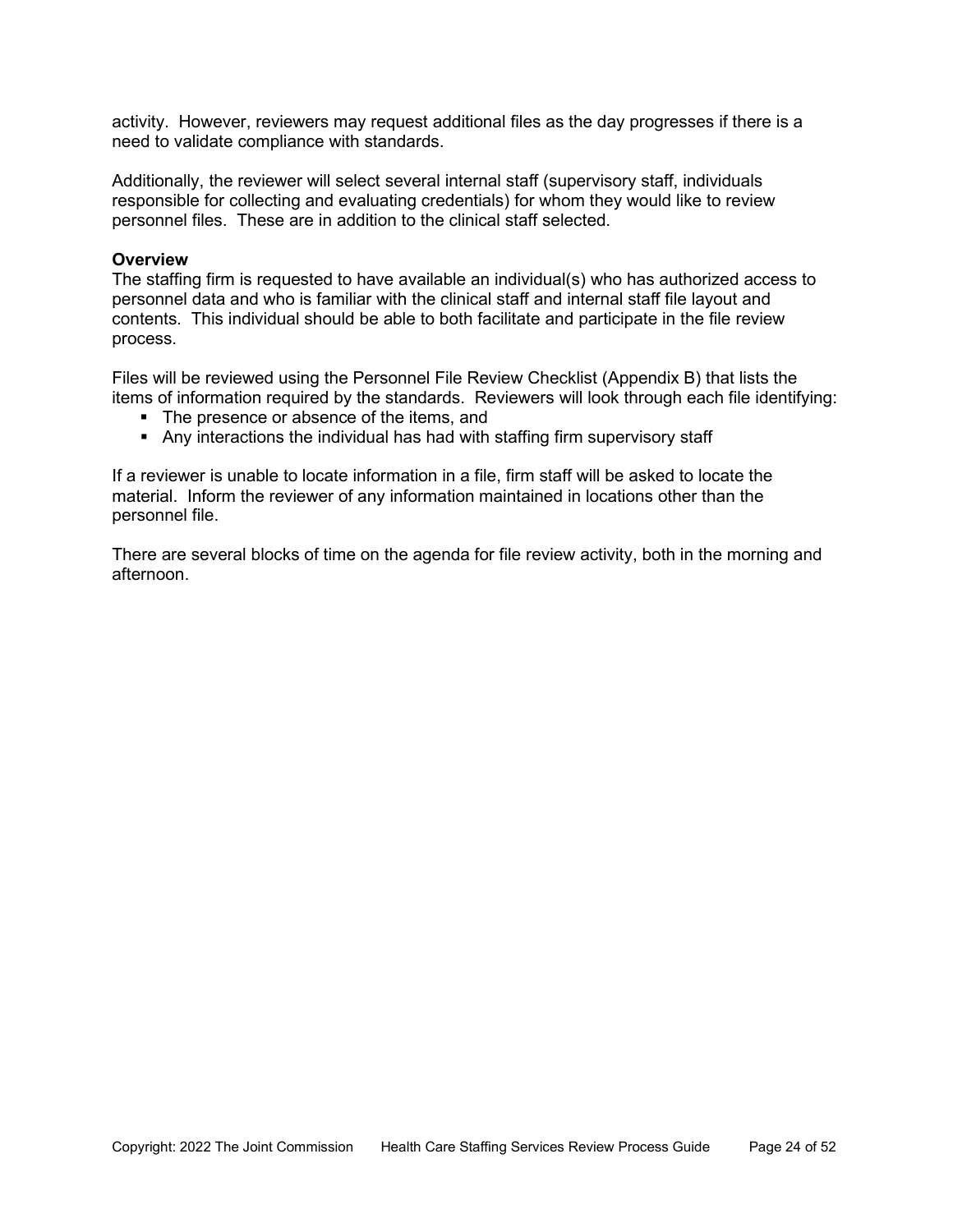activity. However, reviewers may request additional files as the day progresses if there is a need to validate compliance with standards.

Additionally, the reviewer will select several internal staff (supervisory staff, individuals responsible for collecting and evaluating credentials) for whom they would like to review personnel files. These are in addition to the clinical staff selected.

**Overview**

The staffing firm is requested to have available an individual(s) who has authorized access to personnel data and who is familiar with the clinical staff and internal staff file layout and contents. This individual should be able to both facilitate and participate in the file review process.

Files will be reviewed using the Personnel File Review Checklist (Appendix B) that lists the items of information required by the standards. Reviewers will look through each file identifying:

- The presence or absence of the items, and
- Any interactions the individual has had with staffing firm supervisory staff

If a reviewer is unable to locate information in a file, firm staff will be asked to locate the material. Inform the reviewer of any information maintained in locations other than the personnel file.

There are several blocks of time on the agenda for file review activity, both in the morning and afternoon.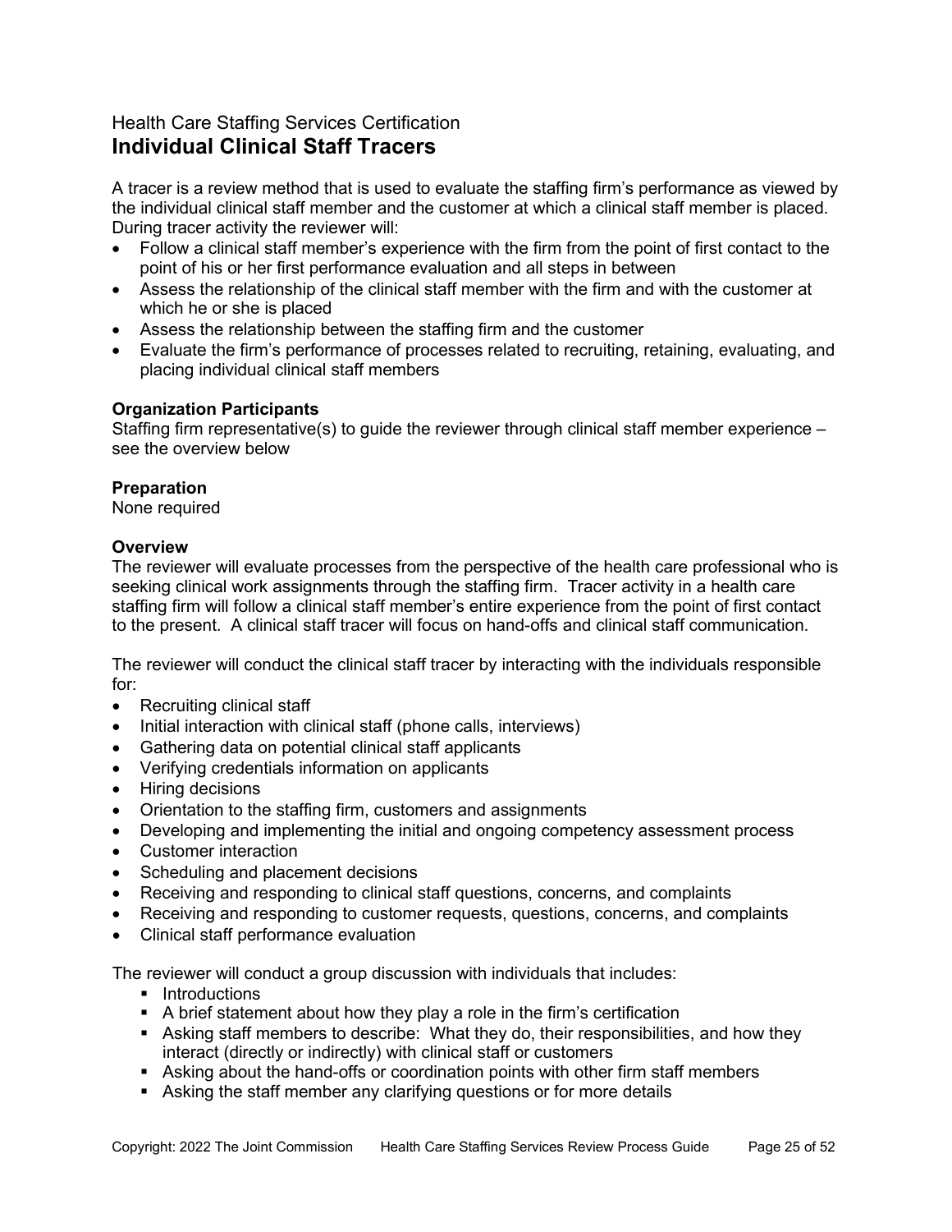Health Care Staffing Services Certification

# Individual Clinical Staff Tracers

A tracer is a review method that is used to evaluate the staffing firm's performance as viewed by the individual clinical staff member and the customer at which a clinical staff member is placed. During tracer activity the reviewer will:

- Follow a clinical staff member's experience with the firm from the point of first contact to the point of his or her first performance evaluation and all steps in between
- Assess the relationship of the clinical staff member with the firm and with the customer at which he or she is placed
- Assess the relationship between the staffing firm and the customer
- Evaluate the firm's performance of processes related to recruiting, retaining, evaluating, and placing individual clinical staff members

**Organization Participants**
Staffing firm representative(s) to guide the reviewer through clinical staff member experience – see the overview below

**Preparation**
None required

**Overview**
The reviewer will evaluate processes from the perspective of the health care professional who is seeking clinical work assignments through the staffing firm. Tracer activity in a health care staffing firm will follow a clinical staff member's entire experience from the point of first contact to the present. A clinical staff tracer will focus on hand-offs and clinical staff communication.

The reviewer will conduct the clinical staff tracer by interacting with the individuals responsible for:

- Recruiting clinical staff
- Initial interaction with clinical staff (phone calls, interviews)
- Gathering data on potential clinical staff applicants
- Verifying credentials information on applicants
- Hiring decisions
- Orientation to the staffing firm, customers and assignments
- Developing and implementing the initial and ongoing competency assessment process
- Customer interaction
- Scheduling and placement decisions
- Receiving and responding to clinical staff questions, concerns, and complaints
- Receiving and responding to customer requests, questions, concerns, and complaints
- Clinical staff performance evaluation

The reviewer will conduct a group discussion with individuals that includes:

- Introductions
- A brief statement about how they play a role in the firm's certification
- Asking staff members to describe: What they do, their responsibilities, and how they interact (directly or indirectly) with clinical staff or customers
- Asking about the hand-offs or coordination points with other firm staff members
- Asking the staff member any clarifying questions or for more details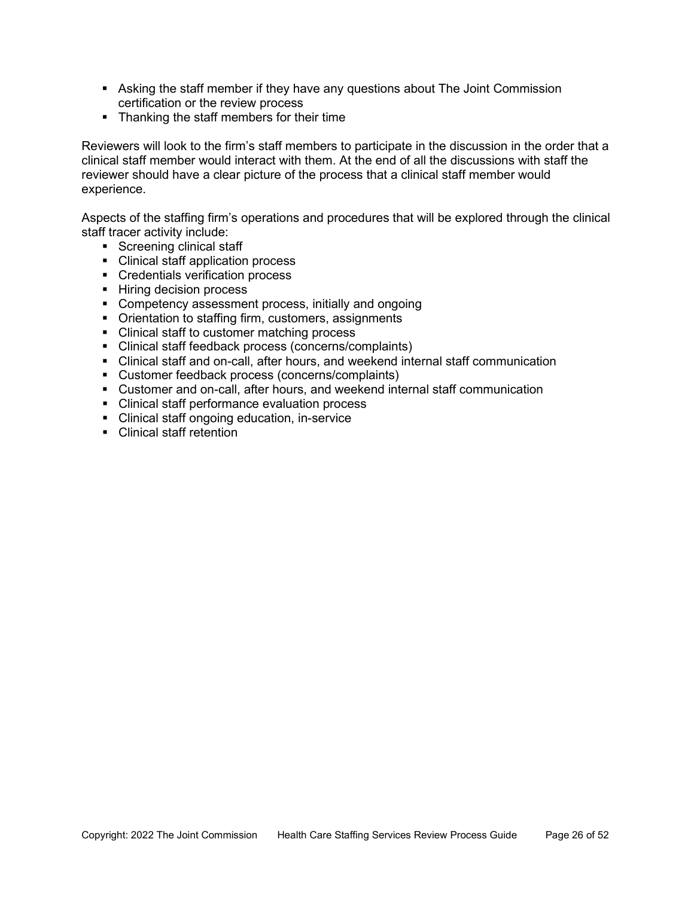- Asking the staff member if they have any questions about The Joint Commission certification or the review process
- Thanking the staff members for their time

Reviewers will look to the firm's staff members to participate in the discussion in the order that a clinical staff member would interact with them. At the end of all the discussions with staff the reviewer should have a clear picture of the process that a clinical staff member would experience.

Aspects of the staffing firm's operations and procedures that will be explored through the clinical staff tracer activity include:

- Screening clinical staff
- Clinical staff application process
- Credentials verification process
- Hiring decision process
- Competency assessment process, initially and ongoing
- Orientation to staffing firm, customers, assignments
- Clinical staff to customer matching process
- Clinical staff feedback process (concerns/complaints)
- Clinical staff and on-call, after hours, and weekend internal staff communication
- Customer feedback process (concerns/complaints)
- Customer and on-call, after hours, and weekend internal staff communication
- Clinical staff performance evaluation process
- Clinical staff ongoing education, in-service
- Clinical staff retention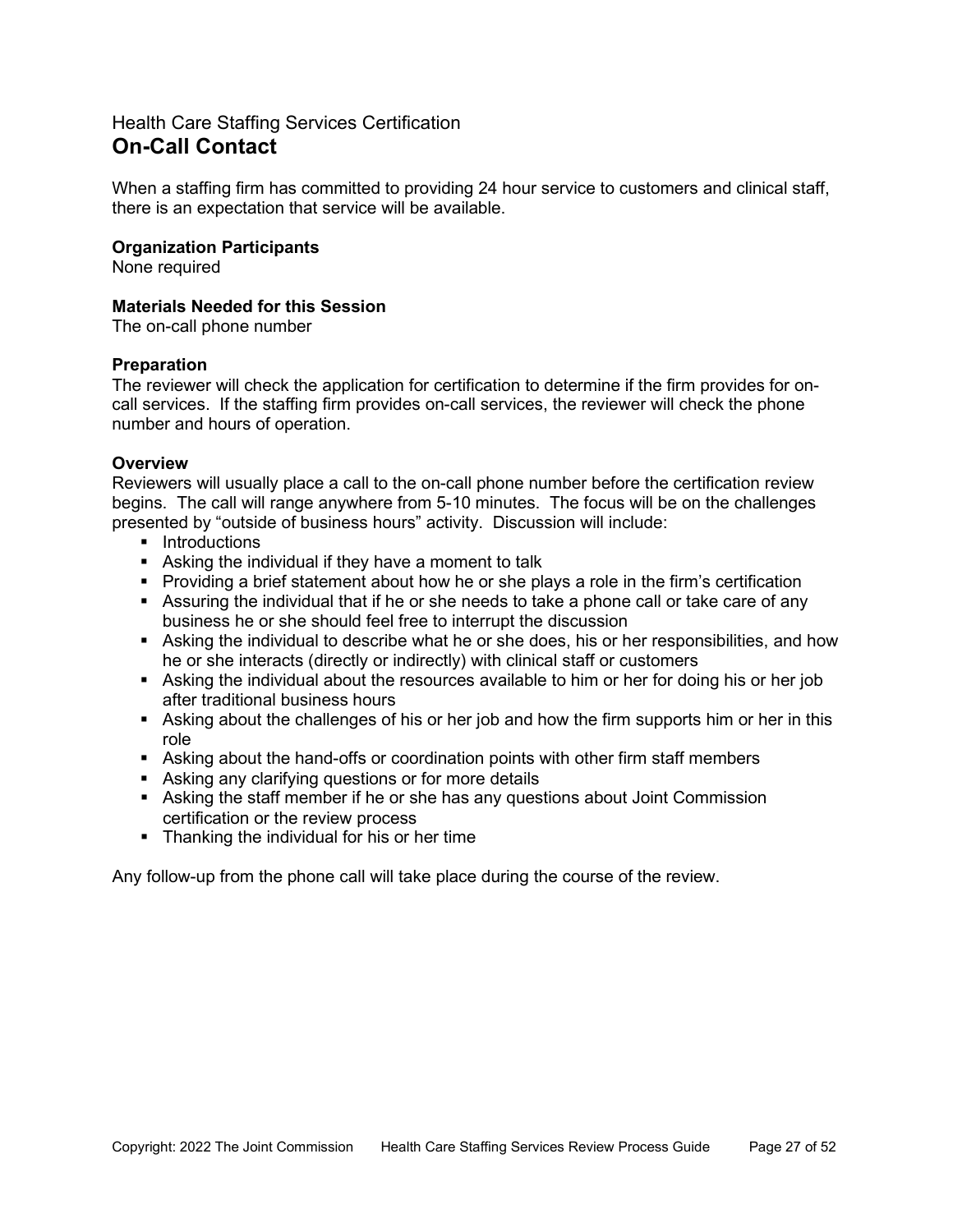Health Care Staffing Services Certification

# On-Call Contact

When a staffing firm has committed to providing 24 hour service to customers and clinical staff, there is an expectation that service will be available.

**Organization Participants**
None required

**Materials Needed for this Session**
The on-call phone number

**Preparation**
The reviewer will check the application for certification to determine if the firm provides for on-call services. If the staffing firm provides on-call services, the reviewer will check the phone number and hours of operation.

**Overview**
Reviewers will usually place a call to the on-call phone number before the certification review begins. The call will range anywhere from 5-10 minutes. The focus will be on the challenges presented by "outside of business hours" activity. Discussion will include:

- Introductions
- Asking the individual if they have a moment to talk
- Providing a brief statement about how he or she plays a role in the firm's certification
- Assuring the individual that if he or she needs to take a phone call or take care of any business he or she should feel free to interrupt the discussion
- Asking the individual to describe what he or she does, his or her responsibilities, and how he or she interacts (directly or indirectly) with clinical staff or customers
- Asking the individual about the resources available to him or her for doing his or her job after traditional business hours
- Asking about the challenges of his or her job and how the firm supports him or her in this role
- Asking about the hand-offs or coordination points with other firm staff members
- Asking any clarifying questions or for more details
- Asking the staff member if he or she has any questions about Joint Commission certification or the review process
- Thanking the individual for his or her time

Any follow-up from the phone call will take place during the course of the review.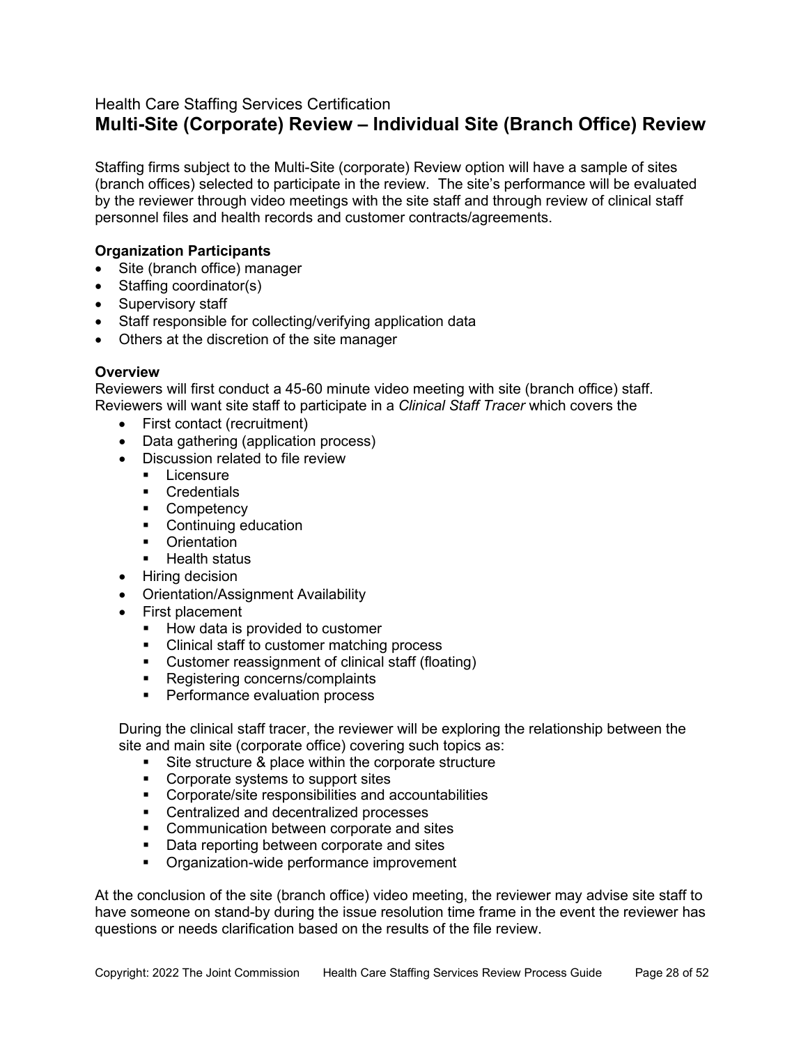Health Care Staffing Services Certification

# Multi-Site (Corporate) Review – Individual Site (Branch Office) Review

Staffing firms subject to the Multi-Site (corporate) Review option will have a sample of sites (branch offices) selected to participate in the review. The site's performance will be evaluated by the reviewer through video meetings with the site staff and through review of clinical staff personnel files and health records and customer contracts/agreements.

**Organization Participants**

- Site (branch office) manager
- Staffing coordinator(s)
- Supervisory staff
- Staff responsible for collecting/verifying application data
- Others at the discretion of the site manager

**Overview**

Reviewers will first conduct a 45-60 minute video meeting with site (branch office) staff. Reviewers will want site staff to participate in a *Clinical Staff Tracer* which covers the

- First contact (recruitment)
- Data gathering (application process)
- Discussion related to file review
  - Licensure
  - Credentials
  - Competency
  - Continuing education
  - Orientation
  - Health status
- Hiring decision
- Orientation/Assignment Availability
- First placement
  - How data is provided to customer
  - Clinical staff to customer matching process
  - Customer reassignment of clinical staff (floating)
  - Registering concerns/complaints
  - Performance evaluation process

During the clinical staff tracer, the reviewer will be exploring the relationship between the site and main site (corporate office) covering such topics as:

- Site structure & place within the corporate structure
- Corporate systems to support sites
- Corporate/site responsibilities and accountabilities
- Centralized and decentralized processes
- Communication between corporate and sites
- Data reporting between corporate and sites
- Organization-wide performance improvement

At the conclusion of the site (branch office) video meeting, the reviewer may advise site staff to have someone on stand-by during the issue resolution time frame in the event the reviewer has questions or needs clarification based on the results of the file review.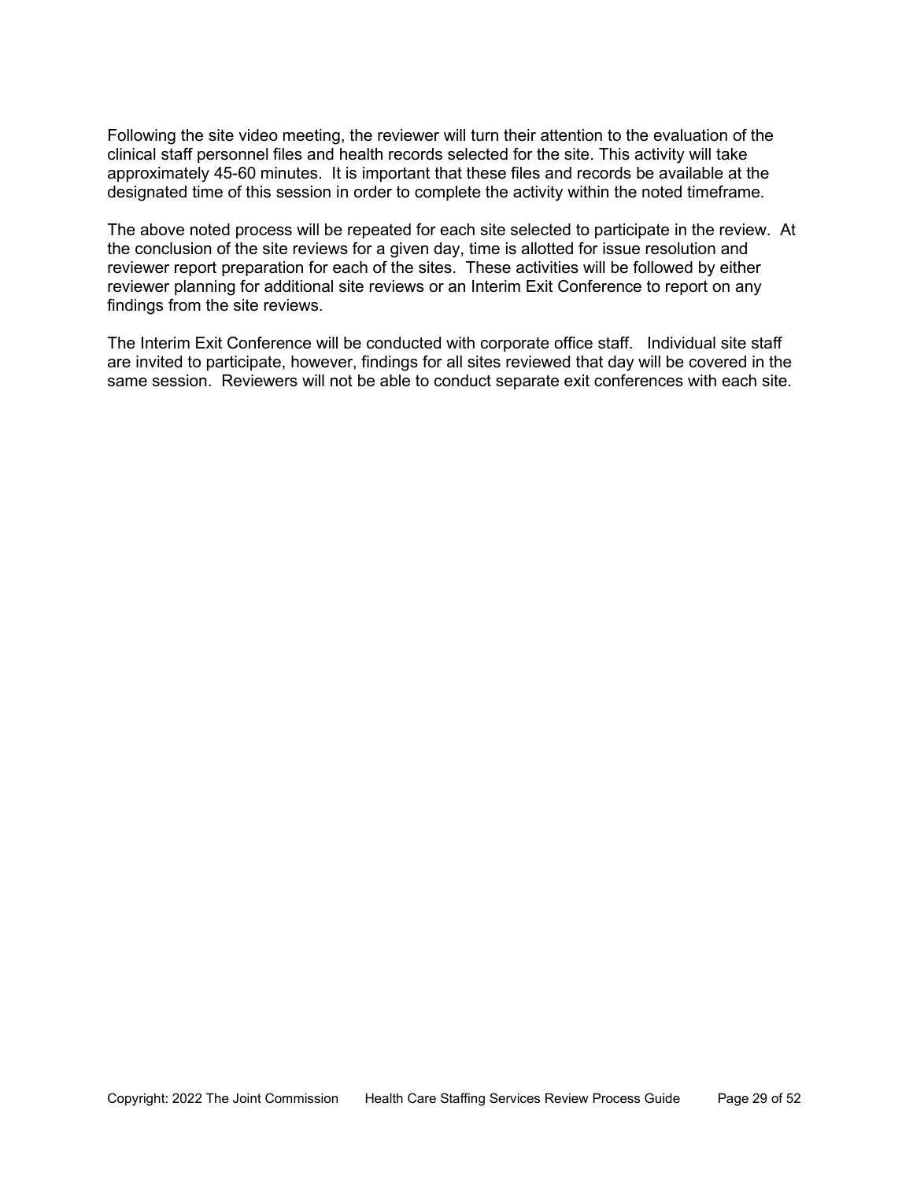Following the site video meeting, the reviewer will turn their attention to the evaluation of the clinical staff personnel files and health records selected for the site. This activity will take approximately 45-60 minutes. It is important that these files and records be available at the designated time of this session in order to complete the activity within the noted timeframe.

The above noted process will be repeated for each site selected to participate in the review. At the conclusion of the site reviews for a given day, time is allotted for issue resolution and reviewer report preparation for each of the sites. These activities will be followed by either reviewer planning for additional site reviews or an Interim Exit Conference to report on any findings from the site reviews.

The Interim Exit Conference will be conducted with corporate office staff. Individual site staff are invited to participate, however, findings for all sites reviewed that day will be covered in the same session. Reviewers will not be able to conduct separate exit conferences with each site.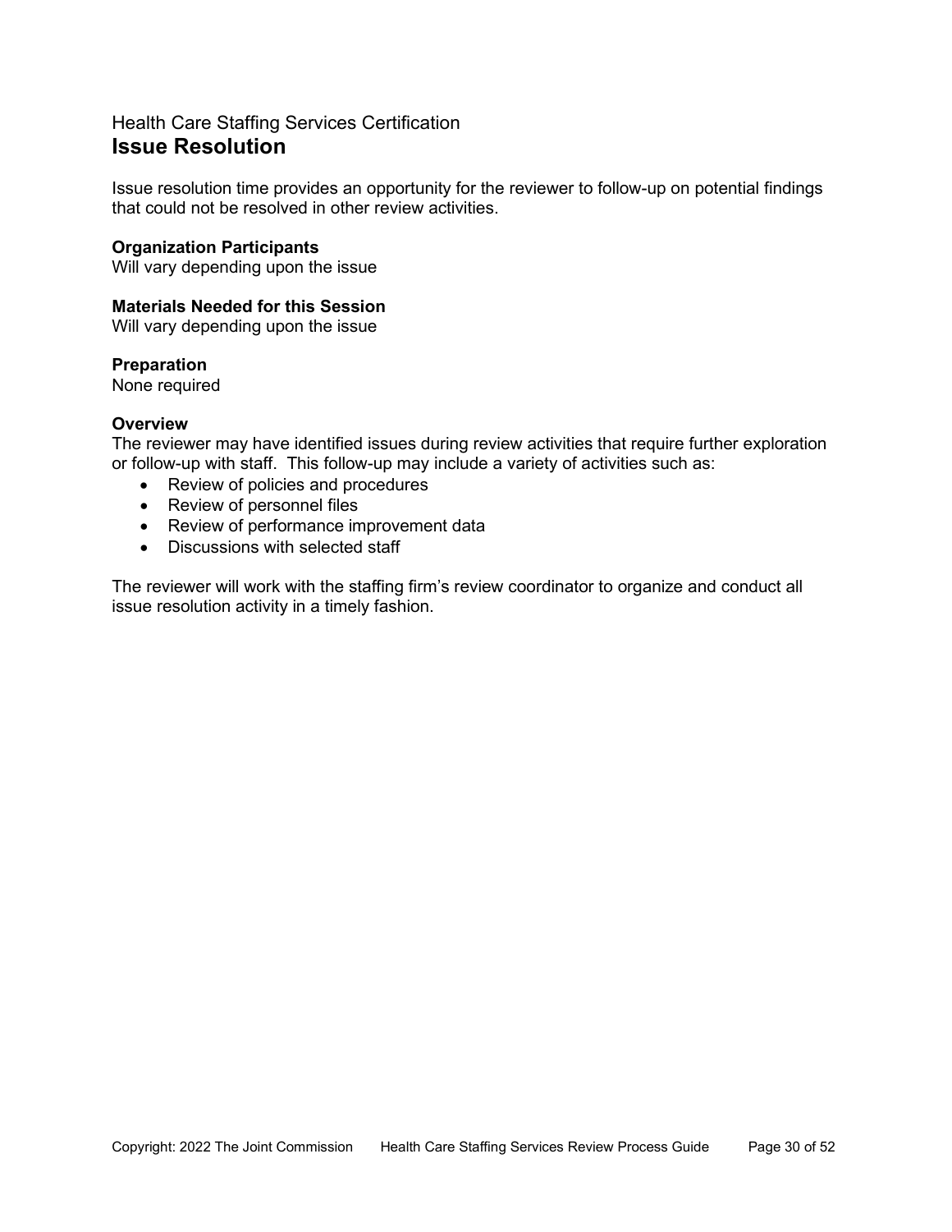Health Care Staffing Services Certification

# Issue Resolution

Issue resolution time provides an opportunity for the reviewer to follow-up on potential findings that could not be resolved in other review activities.

**Organization Participants**
Will vary depending upon the issue

**Materials Needed for this Session**
Will vary depending upon the issue

**Preparation**
None required

**Overview**
The reviewer may have identified issues during review activities that require further exploration or follow-up with staff. This follow-up may include a variety of activities such as:

- Review of policies and procedures
- Review of personnel files
- Review of performance improvement data
- Discussions with selected staff

The reviewer will work with the staffing firm's review coordinator to organize and conduct all issue resolution activity in a timely fashion.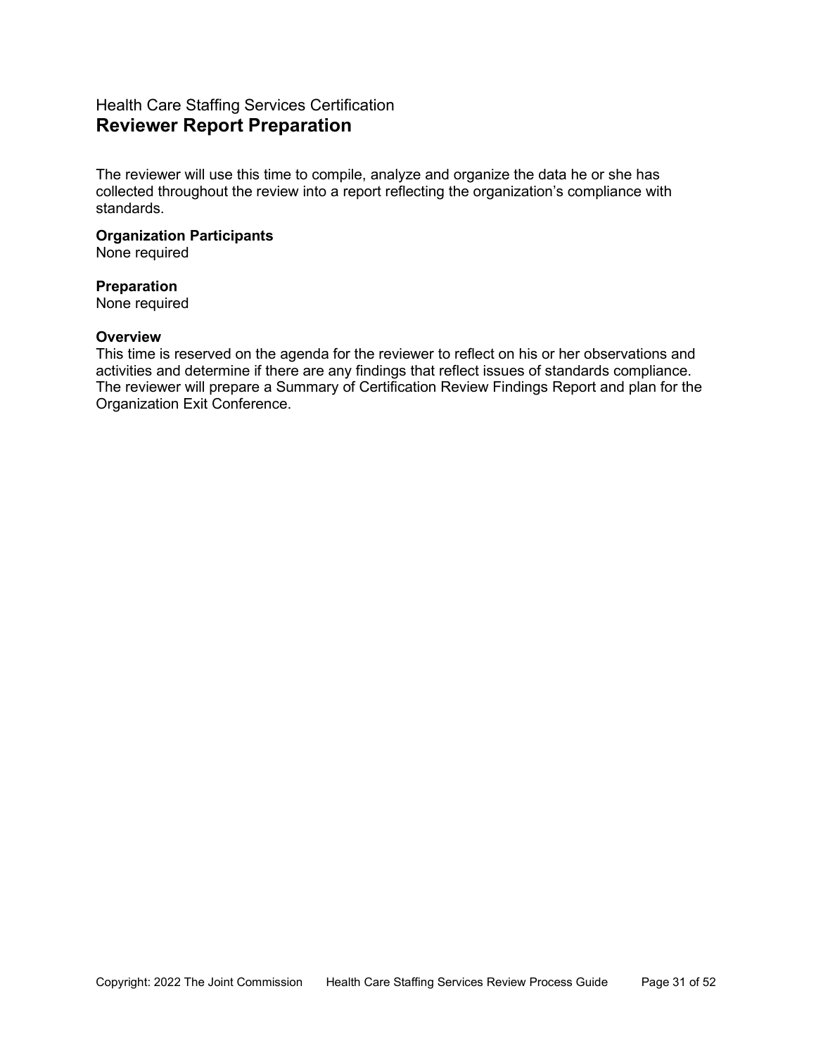Health Care Staffing Services Certification

# Reviewer Report Preparation

The reviewer will use this time to compile, analyze and organize the data he or she has collected throughout the review into a report reflecting the organization's compliance with standards.

**Organization Participants**
None required

**Preparation**
None required

**Overview**
This time is reserved on the agenda for the reviewer to reflect on his or her observations and activities and determine if there are any findings that reflect issues of standards compliance. The reviewer will prepare a Summary of Certification Review Findings Report and plan for the Organization Exit Conference.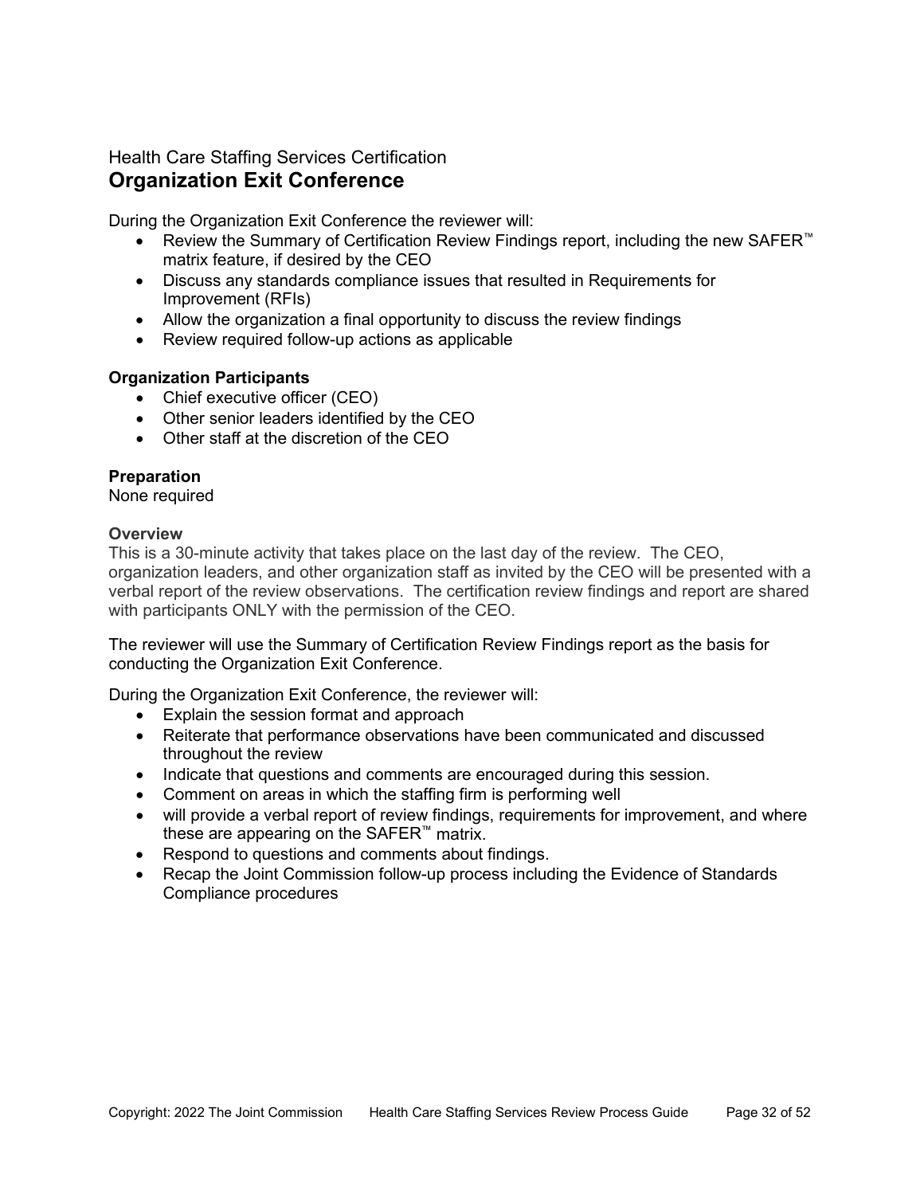Health Care Staffing Services Certification

# Organization Exit Conference

During the Organization Exit Conference the reviewer will:

- Review the Summary of Certification Review Findings report, including the new SAFER™ matrix feature, if desired by the CEO
- Discuss any standards compliance issues that resulted in Requirements for Improvement (RFIs)
- Allow the organization a final opportunity to discuss the review findings
- Review required follow-up actions as applicable

**Organization Participants**

- Chief executive officer (CEO)
- Other senior leaders identified by the CEO
- Other staff at the discretion of the CEO

**Preparation**

None required

**Overview**

This is a 30-minute activity that takes place on the last day of the review. The CEO, organization leaders, and other organization staff as invited by the CEO will be presented with a verbal report of the review observations. The certification review findings and report are shared with participants ONLY with the permission of the CEO.

The reviewer will use the Summary of Certification Review Findings report as the basis for conducting the Organization Exit Conference.

During the Organization Exit Conference, the reviewer will:

- Explain the session format and approach
- Reiterate that performance observations have been communicated and discussed throughout the review
- Indicate that questions and comments are encouraged during this session.
- Comment on areas in which the staffing firm is performing well
- will provide a verbal report of review findings, requirements for improvement, and where these are appearing on the SAFER™ matrix.
- Respond to questions and comments about findings.
- Recap the Joint Commission follow-up process including the Evidence of Standards Compliance procedures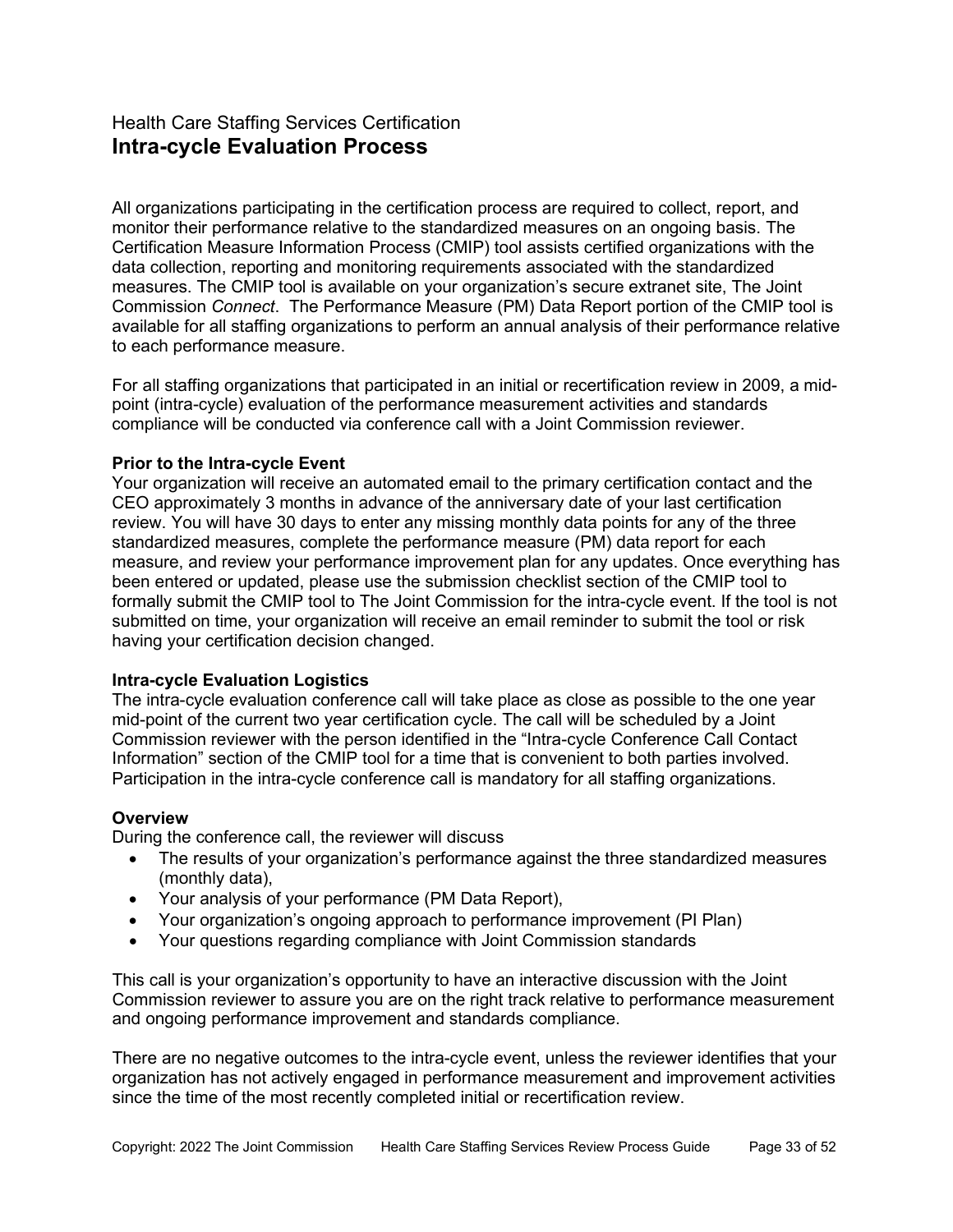Health Care Staffing Services Certification

# Intra-cycle Evaluation Process

All organizations participating in the certification process are required to collect, report, and monitor their performance relative to the standardized measures on an ongoing basis. The Certification Measure Information Process (CMIP) tool assists certified organizations with the data collection, reporting and monitoring requirements associated with the standardized measures. The CMIP tool is available on your organization's secure extranet site, The Joint Commission *Connect*. The Performance Measure (PM) Data Report portion of the CMIP tool is available for all staffing organizations to perform an annual analysis of their performance relative to each performance measure.

For all staffing organizations that participated in an initial or recertification review in 2009, a mid-point (intra-cycle) evaluation of the performance measurement activities and standards compliance will be conducted via conference call with a Joint Commission reviewer.

**Prior to the Intra-cycle Event**

Your organization will receive an automated email to the primary certification contact and the CEO approximately 3 months in advance of the anniversary date of your last certification review. You will have 30 days to enter any missing monthly data points for any of the three standardized measures, complete the performance measure (PM) data report for each measure, and review your performance improvement plan for any updates. Once everything has been entered or updated, please use the submission checklist section of the CMIP tool to formally submit the CMIP tool to The Joint Commission for the intra-cycle event. If the tool is not submitted on time, your organization will receive an email reminder to submit the tool or risk having your certification decision changed.

**Intra-cycle Evaluation Logistics**

The intra-cycle evaluation conference call will take place as close as possible to the one year mid-point of the current two year certification cycle. The call will be scheduled by a Joint Commission reviewer with the person identified in the "Intra-cycle Conference Call Contact Information" section of the CMIP tool for a time that is convenient to both parties involved. Participation in the intra-cycle conference call is mandatory for all staffing organizations.

**Overview**

During the conference call, the reviewer will discuss

- The results of your organization's performance against the three standardized measures (monthly data),
- Your analysis of your performance (PM Data Report),
- Your organization's ongoing approach to performance improvement (PI Plan)
- Your questions regarding compliance with Joint Commission standards

This call is your organization's opportunity to have an interactive discussion with the Joint Commission reviewer to assure you are on the right track relative to performance measurement and ongoing performance improvement and standards compliance.

There are no negative outcomes to the intra-cycle event, unless the reviewer identifies that your organization has not actively engaged in performance measurement and improvement activities since the time of the most recently completed initial or recertification review.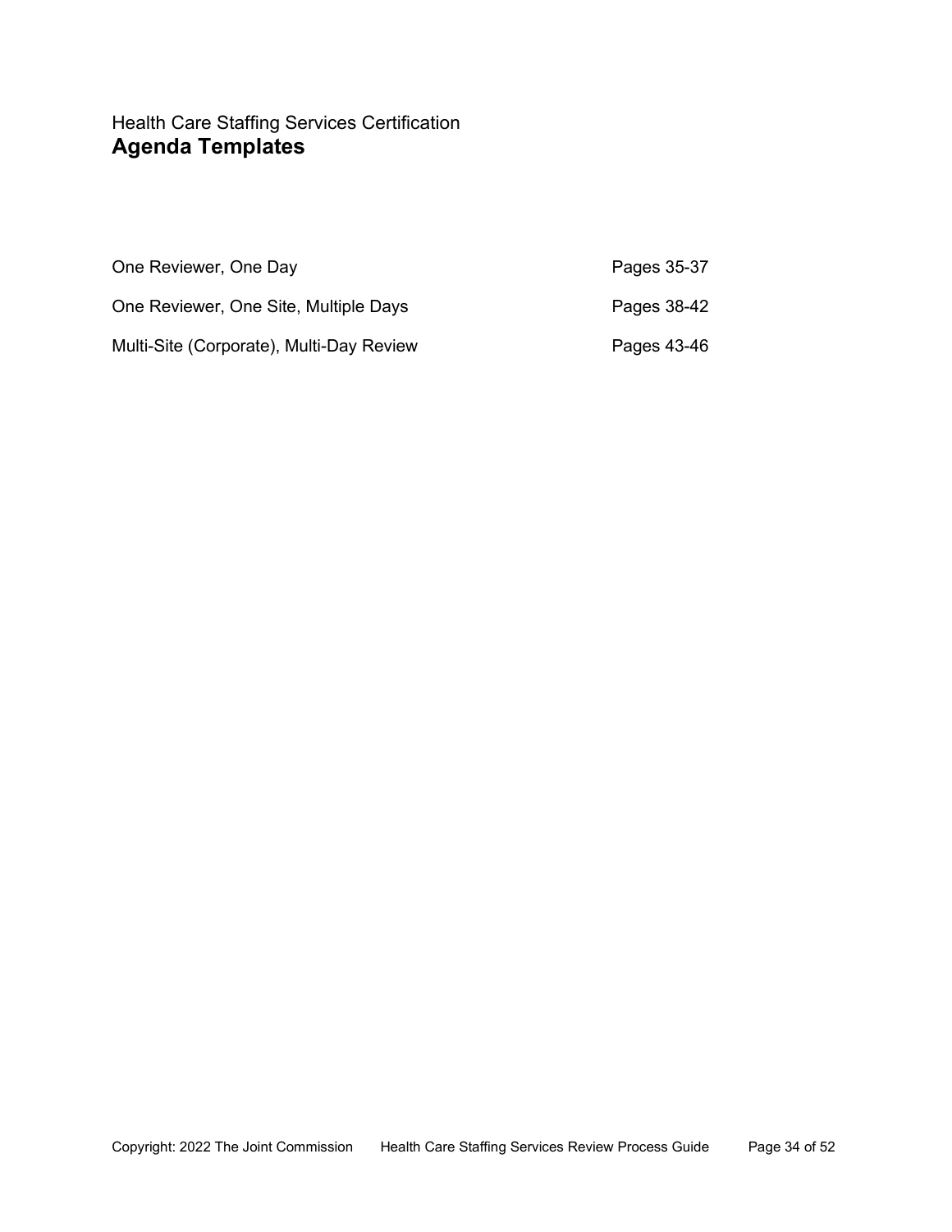Health Care Staffing Services Certification

# Agenda Templates

| | |
|---|---|
| One Reviewer, One Day | Pages 35-37 |
| One Reviewer, One Site, Multiple Days | Pages 38-42 |
| Multi-Site (Corporate), Multi-Day Review | Pages 43-46 |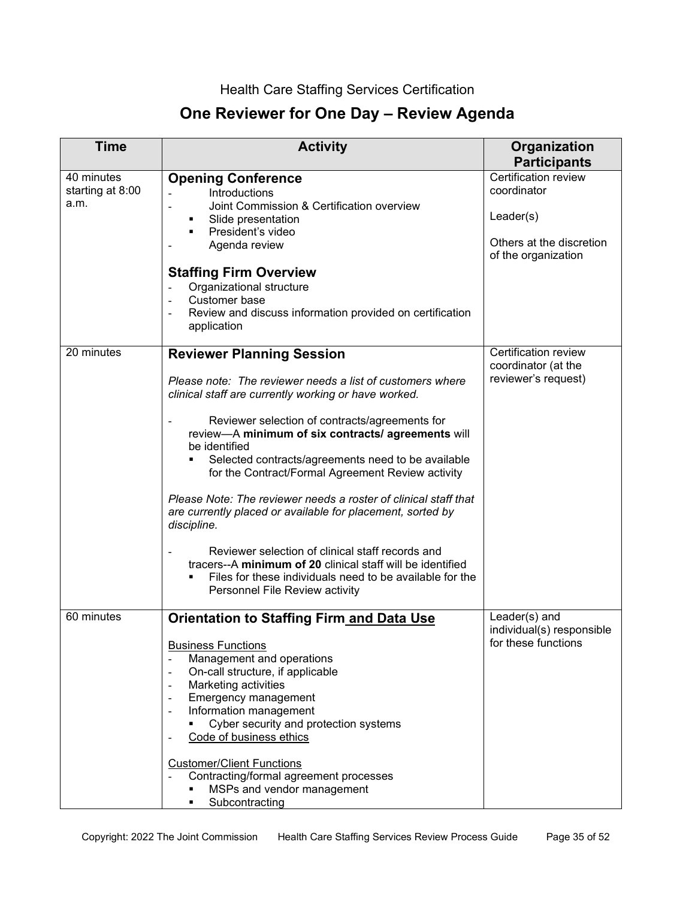Health Care Staffing Services Certification

# One Reviewer for One Day – Review Agenda

| Time | Activity | Organization Participants |
|---|---|---|
| 40 minutes starting at 8:00 a.m. | **Opening Conference**<br>- Introductions<br>- Joint Commission & Certification overview<br>&nbsp;&nbsp;▪ Slide presentation<br>&nbsp;&nbsp;▪ President's video<br>- Agenda review<br><br>**Staffing Firm Overview**<br>- Organizational structure<br>- Customer base<br>- Review and discuss information provided on certification application | Certification review coordinator<br><br>Leader(s)<br><br>Others at the discretion of the organization |
| 20 minutes | **Reviewer Planning Session**<br><br>*Please note: The reviewer needs a list of customers where clinical staff are currently working or have worked.*<br><br>- Reviewer selection of contracts/agreements for review—A **minimum of six contracts/ agreements** will be identified<br>&nbsp;&nbsp;▪ Selected contracts/agreements need to be available for the Contract/Formal Agreement Review activity<br><br>*Please Note: The reviewer needs a roster of clinical staff that are currently placed or available for placement, sorted by discipline.*<br><br>- Reviewer selection of clinical staff records and tracers--A **minimum of 20** clinical staff will be identified<br>&nbsp;&nbsp;▪ Files for these individuals need to be available for the Personnel File Review activity | Certification review coordinator (at the reviewer's request) |
| 60 minutes | **Orientation to Staffing Firm and Data Use**<br><br>Business Functions<br>- Management and operations<br>- On-call structure, if applicable<br>- Marketing activities<br>- Emergency management<br>- Information management<br>&nbsp;&nbsp;▪ Cyber security and protection systems<br>- Code of business ethics<br><br>Customer/Client Functions<br>- Contracting/formal agreement processes<br>&nbsp;&nbsp;▪ MSPs and vendor management<br>&nbsp;&nbsp;▪ Subcontracting | Leader(s) and individual(s) responsible for these functions |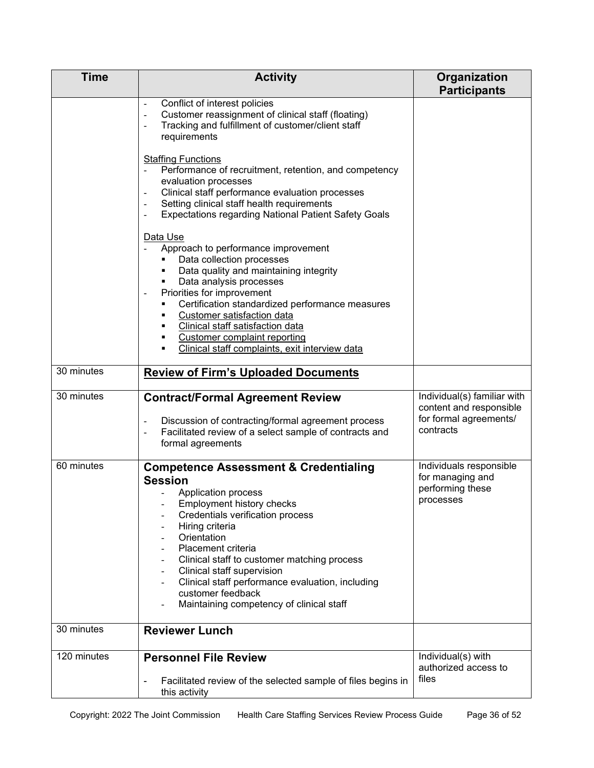| Time | Activity | Organization Participants |
| --- | --- | --- |
| | - Conflict of interest policies<br>- Customer reassignment of clinical staff (floating)<br>- Tracking and fulfillment of customer/client staff requirements<br><br><u>Staffing Functions</u><br>- Performance of recruitment, retention, and competency evaluation processes<br>- Clinical staff performance evaluation processes<br>- Setting clinical staff health requirements<br>- Expectations regarding National Patient Safety Goals<br><br><u>Data Use</u><br>- Approach to performance improvement<br>&nbsp;&nbsp;▪ Data collection processes<br>&nbsp;&nbsp;▪ Data quality and maintaining integrity<br>&nbsp;&nbsp;▪ Data analysis processes<br>- Priorities for improvement<br>&nbsp;&nbsp;▪ Certification standardized performance measures<br>&nbsp;&nbsp;▪ <u>Customer satisfaction data</u><br>&nbsp;&nbsp;▪ <u>Clinical staff satisfaction data</u><br>&nbsp;&nbsp;▪ <u>Customer complaint reporting</u><br>&nbsp;&nbsp;▪ <u>Clinical staff complaints, exit interview data</u> | |
| 30 minutes | **<u>Review of Firm's Uploaded Documents</u>** | |
| 30 minutes | **Contract/Formal Agreement Review**<br><br>- Discussion of contracting/formal agreement process<br>- Facilitated review of a select sample of contracts and formal agreements | Individual(s) familiar with content and responsible for formal agreements/ contracts |
| 60 minutes | **Competence Assessment & Credentialing Session**<br>- Application process<br>- Employment history checks<br>- Credentials verification process<br>- Hiring criteria<br>- Orientation<br>- Placement criteria<br>- Clinical staff to customer matching process<br>- Clinical staff supervision<br>- Clinical staff performance evaluation, including customer feedback<br>- Maintaining competency of clinical staff | Individuals responsible for managing and performing these processes |
| 30 minutes | **Reviewer Lunch** | |
| 120 minutes | **Personnel File Review**<br><br>- Facilitated review of the selected sample of files begins in this activity | Individual(s) with authorized access to files |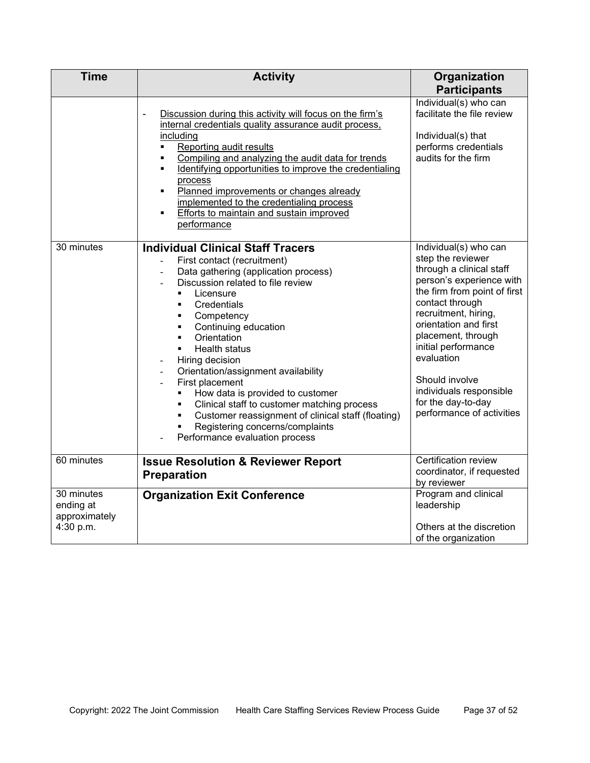| Time | Activity | Organization Participants |
|---|---|---|
| | - Discussion during this activity will focus on the firm's internal credentials quality assurance audit process, including<br>▪ Reporting audit results<br>▪ Compiling and analyzing the audit data for trends<br>▪ Identifying opportunities to improve the credentialing process<br>▪ Planned improvements or changes already implemented to the credentialing process<br>▪ Efforts to maintain and sustain improved performance | Individual(s) who can facilitate the file review<br><br>Individual(s) that performs credentials audits for the firm |
| 30 minutes | **Individual Clinical Staff Tracers**<br>- First contact (recruitment)<br>- Data gathering (application process)<br>- Discussion related to file review<br>▪ Licensure<br>▪ Credentials<br>▪ Competency<br>▪ Continuing education<br>▪ Orientation<br>▪ Health status<br>- Hiring decision<br>- Orientation/assignment availability<br>- First placement<br>▪ How data is provided to customer<br>▪ Clinical staff to customer matching process<br>▪ Customer reassignment of clinical staff (floating)<br>▪ Registering concerns/complaints<br>- Performance evaluation process | Individual(s) who can step the reviewer through a clinical staff person's experience with the firm from point of first contact through recruitment, hiring, orientation and first placement, through initial performance evaluation<br><br>Should involve individuals responsible for the day-to-day performance of activities |
| 60 minutes | **Issue Resolution & Reviewer Report Preparation** | Certification review coordinator, if requested by reviewer |
| 30 minutes ending at approximately 4:30 p.m. | **Organization Exit Conference** | Program and clinical leadership<br><br>Others at the discretion of the organization |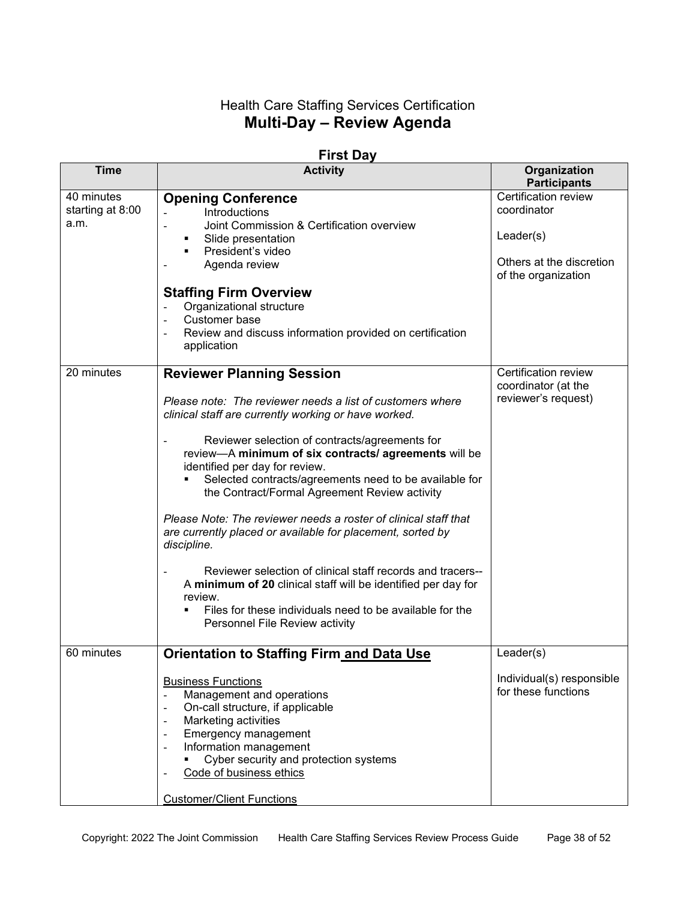Health Care Staffing Services Certification

# Multi-Day – Review Agenda

## First Day

| Time | Activity | Organization Participants |
|---|---|---|
| 40 minutes starting at 8:00 a.m. | **Opening Conference**<br>- Introductions<br>- Joint Commission & Certification overview<br>&nbsp;&nbsp;▪ Slide presentation<br>&nbsp;&nbsp;▪ President's video<br>- Agenda review<br><br>**Staffing Firm Overview**<br>- Organizational structure<br>- Customer base<br>- Review and discuss information provided on certification application | Certification review coordinator<br><br>Leader(s)<br><br>Others at the discretion of the organization |
| 20 minutes | **Reviewer Planning Session**<br><br>*Please note: The reviewer needs a list of customers where clinical staff are currently working or have worked.*<br><br>- Reviewer selection of contracts/agreements for review—A **minimum of six contracts/ agreements** will be identified per day for review.<br>&nbsp;&nbsp;▪ Selected contracts/agreements need to be available for the Contract/Formal Agreement Review activity<br><br>*Please Note: The reviewer needs a roster of clinical staff that are currently placed or available for placement, sorted by discipline.*<br><br>- Reviewer selection of clinical staff records and tracers-- A **minimum of 20** clinical staff will be identified per day for review.<br>&nbsp;&nbsp;▪ Files for these individuals need to be available for the Personnel File Review activity | Certification review coordinator (at the reviewer's request) |
| 60 minutes | **Orientation to Staffing Firm <u>and Data Use</u>**<br><br><u>Business Functions</u><br>- Management and operations<br>- On-call structure, if applicable<br>- Marketing activities<br>- Emergency management<br>- Information management<br>&nbsp;&nbsp;▪ Cyber security and protection systems<br>- <u>Code of business ethics</u><br><br><u>Customer/Client Functions</u> | Leader(s)<br><br>Individual(s) responsible for these functions |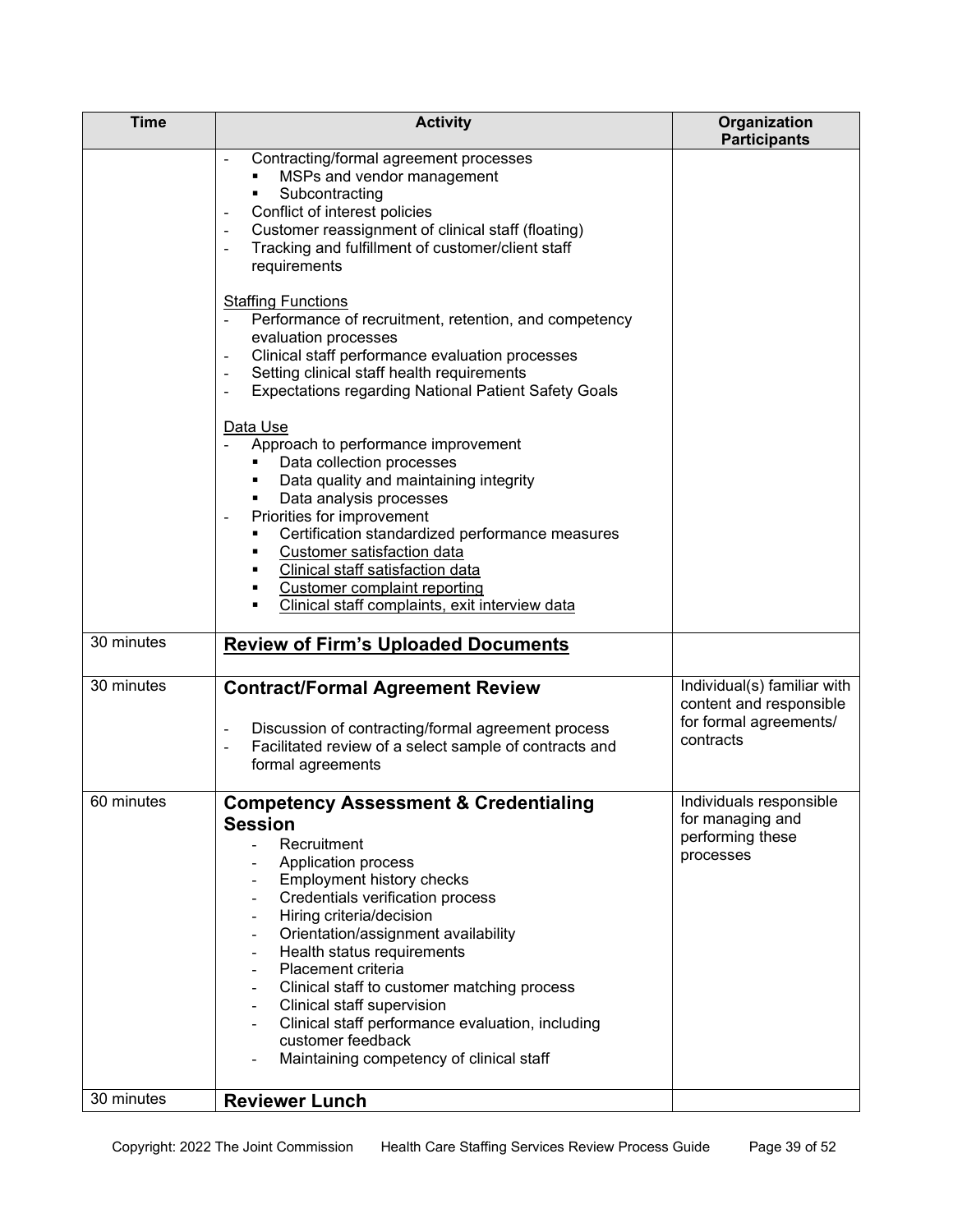| Time | Activity | Organization Participants |
|---|---|---|
| | - Contracting/formal agreement processes<br>  ▪ MSPs and vendor management<br>  ▪ Subcontracting<br>- Conflict of interest policies<br>- Customer reassignment of clinical staff (floating)<br>- Tracking and fulfillment of customer/client staff requirements<br><br><u>Staffing Functions</u><br>- Performance of recruitment, retention, and competency evaluation processes<br>- Clinical staff performance evaluation processes<br>- Setting clinical staff health requirements<br>- Expectations regarding National Patient Safety Goals<br><br><u>Data Use</u><br>- Approach to performance improvement<br>  ▪ Data collection processes<br>  ▪ Data quality and maintaining integrity<br>  ▪ Data analysis processes<br>- Priorities for improvement<br>  ▪ Certification standardized performance measures<br>  ▪ <u>Customer satisfaction data</u><br>  ▪ <u>Clinical staff satisfaction data</u><br>  ▪ <u>Customer complaint reporting</u><br>  ▪ <u>Clinical staff complaints, exit interview data</u> | |
| 30 minutes | **<u>Review of Firm's Uploaded Documents</u>** | |
| 30 minutes | **Contract/Formal Agreement Review**<br><br>- Discussion of contracting/formal agreement process<br>- Facilitated review of a select sample of contracts and formal agreements | Individual(s) familiar with content and responsible for formal agreements/ contracts |
| 60 minutes | **Competency Assessment & Credentialing Session**<br>- Recruitment<br>- Application process<br>- Employment history checks<br>- Credentials verification process<br>- Hiring criteria/decision<br>- Orientation/assignment availability<br>- Health status requirements<br>- Placement criteria<br>- Clinical staff to customer matching process<br>- Clinical staff supervision<br>- Clinical staff performance evaluation, including customer feedback<br>- Maintaining competency of clinical staff | Individuals responsible for managing and performing these processes |
| 30 minutes | **Reviewer Lunch** | |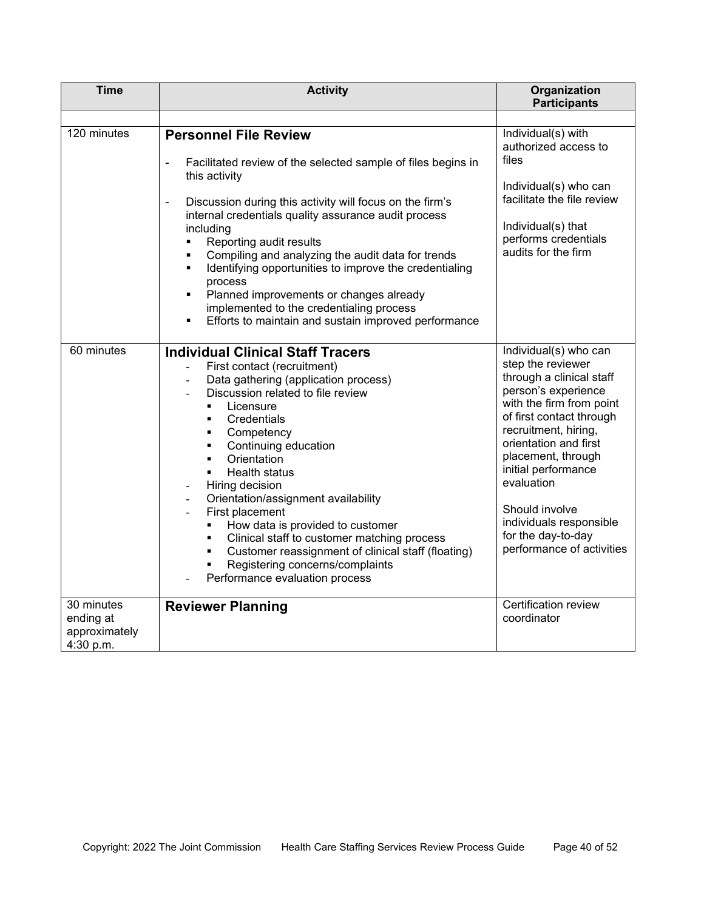| Time | Activity | Organization Participants |
| --- | --- | --- |
| | | |
| 120 minutes | **Personnel File Review**<br>- Facilitated review of the selected sample of files begins in this activity<br>- Discussion during this activity will focus on the firm's internal credentials quality assurance audit process including<br>&nbsp;&nbsp;▪ Reporting audit results<br>&nbsp;&nbsp;▪ Compiling and analyzing the audit data for trends<br>&nbsp;&nbsp;▪ Identifying opportunities to improve the credentialing process<br>&nbsp;&nbsp;▪ Planned improvements or changes already implemented to the credentialing process<br>&nbsp;&nbsp;▪ Efforts to maintain and sustain improved performance | Individual(s) with authorized access to files<br><br>Individual(s) who can facilitate the file review<br><br>Individual(s) that performs credentials audits for the firm |
| 60 minutes | **Individual Clinical Staff Tracers**<br>- First contact (recruitment)<br>- Data gathering (application process)<br>- Discussion related to file review<br>&nbsp;&nbsp;▪ Licensure<br>&nbsp;&nbsp;▪ Credentials<br>&nbsp;&nbsp;▪ Competency<br>&nbsp;&nbsp;▪ Continuing education<br>&nbsp;&nbsp;▪ Orientation<br>&nbsp;&nbsp;▪ Health status<br>- Hiring decision<br>- Orientation/assignment availability<br>- First placement<br>&nbsp;&nbsp;▪ How data is provided to customer<br>&nbsp;&nbsp;▪ Clinical staff to customer matching process<br>&nbsp;&nbsp;▪ Customer reassignment of clinical staff (floating)<br>&nbsp;&nbsp;▪ Registering concerns/complaints<br>- Performance evaluation process | Individual(s) who can step the reviewer through a clinical staff person's experience with the firm from point of first contact through recruitment, hiring, orientation and first placement, through initial performance evaluation<br><br>Should involve individuals responsible for the day-to-day performance of activities |
| 30 minutes ending at approximately 4:30 p.m. | **Reviewer Planning** | Certification review coordinator |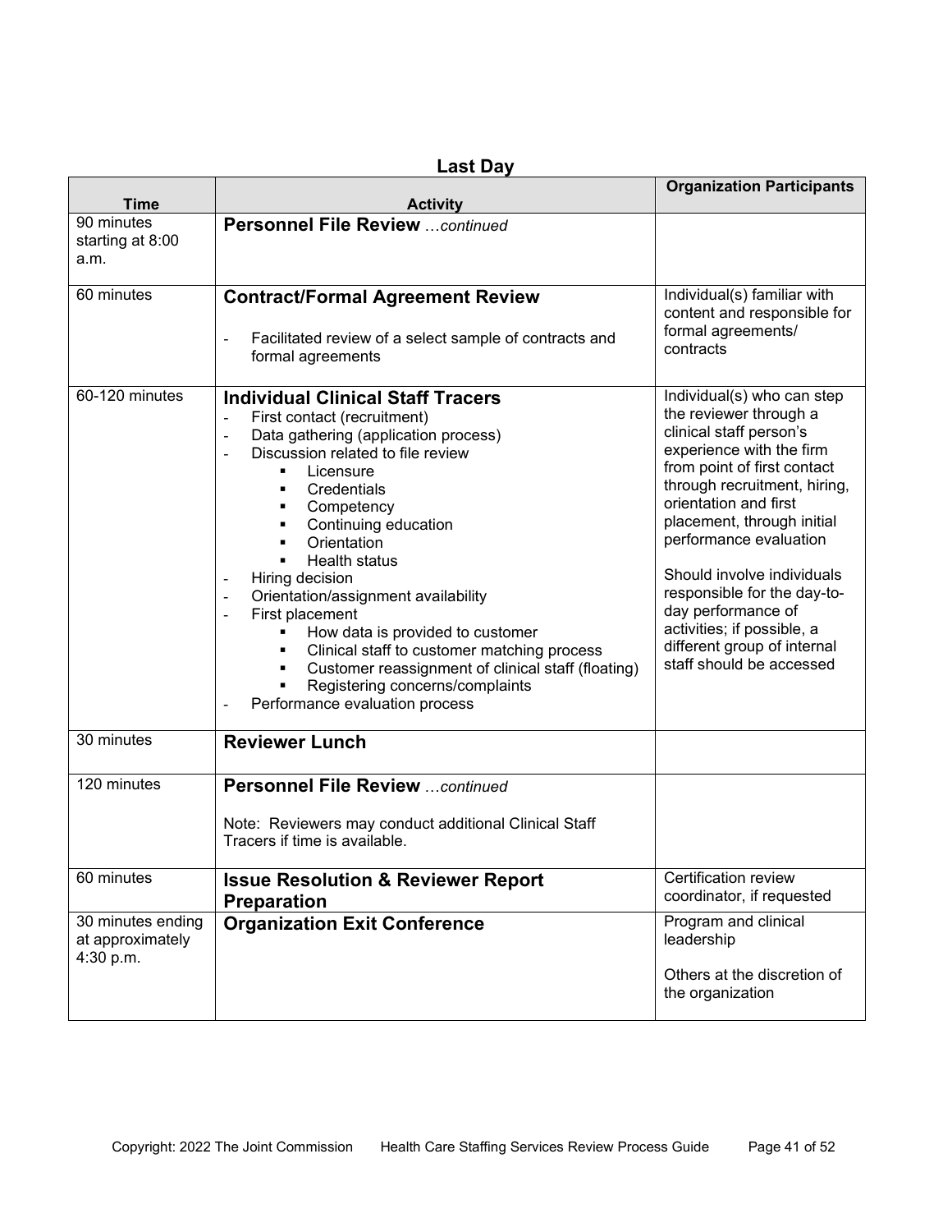## Last Day

| Time | Activity | Organization Participants |
|---|---|---|
| 90 minutes starting at 8:00 a.m. | **Personnel File Review** *…continued* | |
| 60 minutes | **Contract/Formal Agreement Review**<br><br>- Facilitated review of a select sample of contracts and formal agreements | Individual(s) familiar with content and responsible for formal agreements/ contracts |
| 60-120 minutes | **Individual Clinical Staff Tracers**<br>- First contact (recruitment)<br>- Data gathering (application process)<br>- Discussion related to file review<br>&nbsp;&nbsp;&nbsp;&nbsp;▪ Licensure<br>&nbsp;&nbsp;&nbsp;&nbsp;▪ Credentials<br>&nbsp;&nbsp;&nbsp;&nbsp;▪ Competency<br>&nbsp;&nbsp;&nbsp;&nbsp;▪ Continuing education<br>&nbsp;&nbsp;&nbsp;&nbsp;▪ Orientation<br>&nbsp;&nbsp;&nbsp;&nbsp;▪ Health status<br>- Hiring decision<br>- Orientation/assignment availability<br>- First placement<br>&nbsp;&nbsp;&nbsp;&nbsp;▪ How data is provided to customer<br>&nbsp;&nbsp;&nbsp;&nbsp;▪ Clinical staff to customer matching process<br>&nbsp;&nbsp;&nbsp;&nbsp;▪ Customer reassignment of clinical staff (floating)<br>&nbsp;&nbsp;&nbsp;&nbsp;▪ Registering concerns/complaints<br>- Performance evaluation process | Individual(s) who can step the reviewer through a clinical staff person's experience with the firm from point of first contact through recruitment, hiring, orientation and first placement, through initial performance evaluation<br><br>Should involve individuals responsible for the day-to-day performance of activities; if possible, a different group of internal staff should be accessed |
| 30 minutes | **Reviewer Lunch** | |
| 120 minutes | **Personnel File Review** *…continued*<br><br>Note: Reviewers may conduct additional Clinical Staff Tracers if time is available. | |
| 60 minutes | **Issue Resolution & Reviewer Report Preparation** | Certification review coordinator, if requested |
| 30 minutes ending at approximately 4:30 p.m. | **Organization Exit Conference** | Program and clinical leadership<br><br>Others at the discretion of the organization |

Copyright: 2022 The Joint Commission Health Care Staffing Services Review Process Guide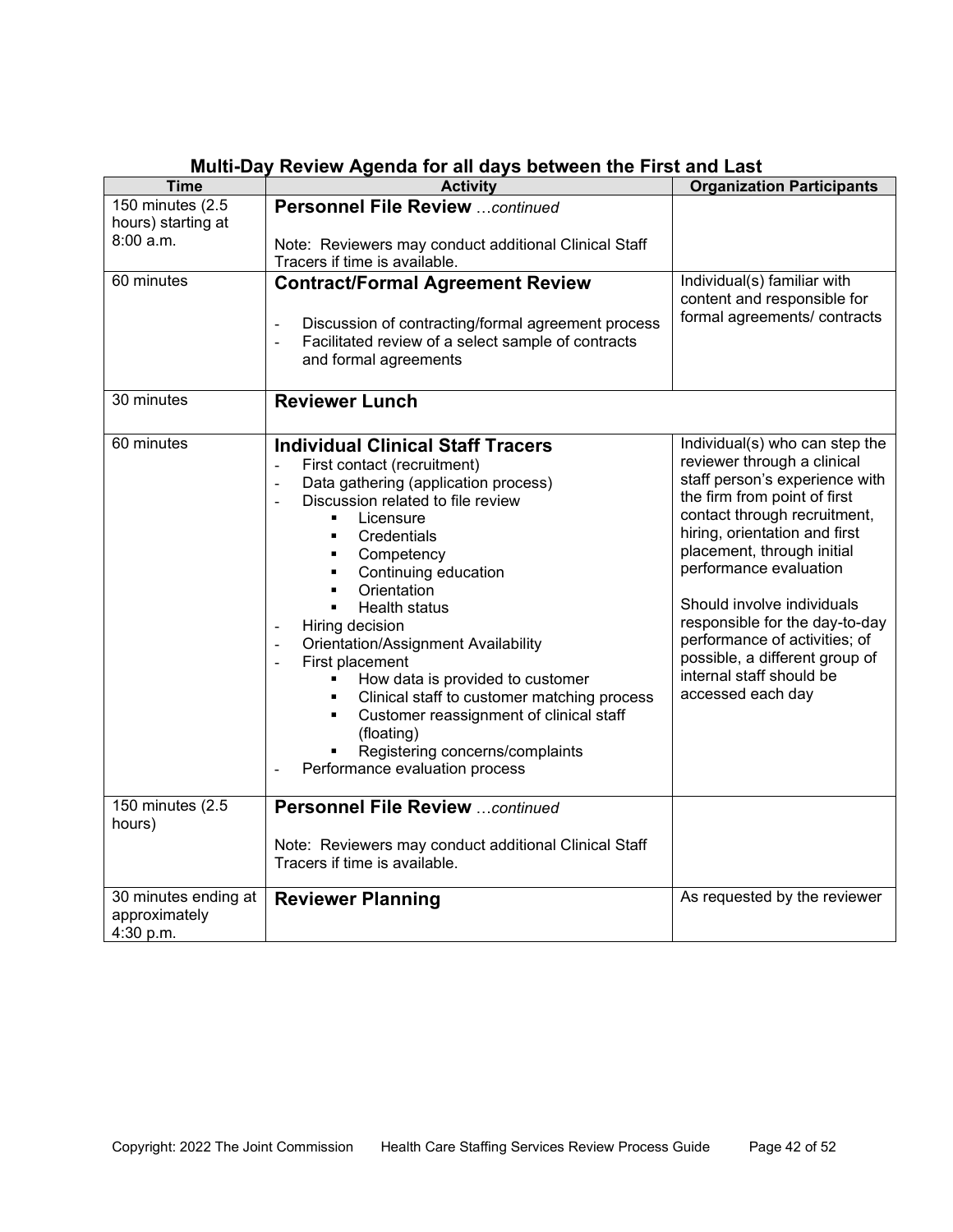## Multi-Day Review Agenda for all days between the First and Last

| Time | Activity | Organization Participants |
|---|---|---|
| 150 minutes (2.5 hours) starting at 8:00 a.m. | **Personnel File Review** *…continued*<br><br>Note: Reviewers may conduct additional Clinical Staff Tracers if time is available. | |
| 60 minutes | **Contract/Formal Agreement Review**<br><br>- Discussion of contracting/formal agreement process<br>- Facilitated review of a select sample of contracts and formal agreements | Individual(s) familiar with content and responsible for formal agreements/ contracts |
| 30 minutes | **Reviewer Lunch** | |
| 60 minutes | **Individual Clinical Staff Tracers**<br>- First contact (recruitment)<br>- Data gathering (application process)<br>- Discussion related to file review<br>&nbsp;&nbsp;▪ Licensure<br>&nbsp;&nbsp;▪ Credentials<br>&nbsp;&nbsp;▪ Competency<br>&nbsp;&nbsp;▪ Continuing education<br>&nbsp;&nbsp;▪ Orientation<br>&nbsp;&nbsp;▪ Health status<br>- Hiring decision<br>- Orientation/Assignment Availability<br>- First placement<br>&nbsp;&nbsp;▪ How data is provided to customer<br>&nbsp;&nbsp;▪ Clinical staff to customer matching process<br>&nbsp;&nbsp;▪ Customer reassignment of clinical staff (floating)<br>&nbsp;&nbsp;▪ Registering concerns/complaints<br>- Performance evaluation process | Individual(s) who can step the reviewer through a clinical staff person's experience with the firm from point of first contact through recruitment, hiring, orientation and first placement, through initial performance evaluation<br><br>Should involve individuals responsible for the day-to-day performance of activities; of possible, a different group of internal staff should be accessed each day |
| 150 minutes (2.5 hours) | **Personnel File Review** *…continued*<br><br>Note: Reviewers may conduct additional Clinical Staff Tracers if time is available. | |
| 30 minutes ending at approximately 4:30 p.m. | **Reviewer Planning** | As requested by the reviewer |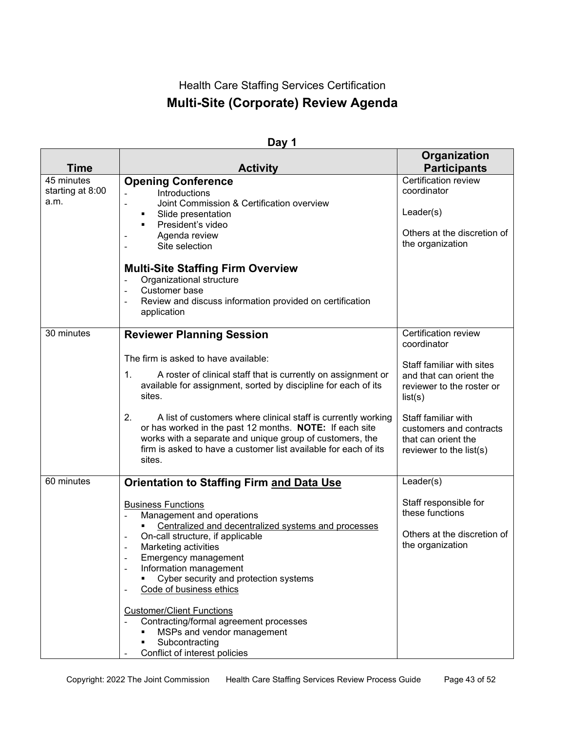Health Care Staffing Services Certification

# Multi-Site (Corporate) Review Agenda

**Day 1**

| Time | Activity | Organization Participants |
|---|---|---|
| 45 minutes starting at 8:00 a.m. | **Opening Conference**<br>- Introductions<br>- Joint Commission & Certification overview<br>&nbsp;&nbsp;▪ Slide presentation<br>&nbsp;&nbsp;▪ President's video<br>- Agenda review<br>- Site selection<br><br>**Multi-Site Staffing Firm Overview**<br>- Organizational structure<br>- Customer base<br>- Review and discuss information provided on certification application | Certification review coordinator<br><br>Leader(s)<br><br>Others at the discretion of the organization |
| 30 minutes | **Reviewer Planning Session**<br><br>The firm is asked to have available:<br><br>1. A roster of clinical staff that is currently on assignment or available for assignment, sorted by discipline for each of its sites.<br><br>2. A list of customers where clinical staff is currently working or has worked in the past 12 months. **NOTE:** If each site works with a separate and unique group of customers, the firm is asked to have a customer list available for each of its sites. | Certification review coordinator<br><br>Staff familiar with sites and that can orient the reviewer to the roster or list(s)<br><br>Staff familiar with customers and contracts that can orient the reviewer to the list(s) |
| 60 minutes | **Orientation to Staffing Firm <u>and Data Use</u>**<br><br><u>Business Functions</u><br>- Management and operations<br>&nbsp;&nbsp;▪ <u>Centralized and decentralized systems and processes</u><br>- On-call structure, if applicable<br>- Marketing activities<br>- Emergency management<br>- Information management<br>&nbsp;&nbsp;▪ Cyber security and protection systems<br>- <u>Code of business ethics</u><br><br><u>Customer/Client Functions</u><br>- Contracting/formal agreement processes<br>&nbsp;&nbsp;▪ MSPs and vendor management<br>&nbsp;&nbsp;▪ Subcontracting<br>- Conflict of interest policies | Leader(s)<br><br>Staff responsible for these functions<br><br>Others at the discretion of the organization |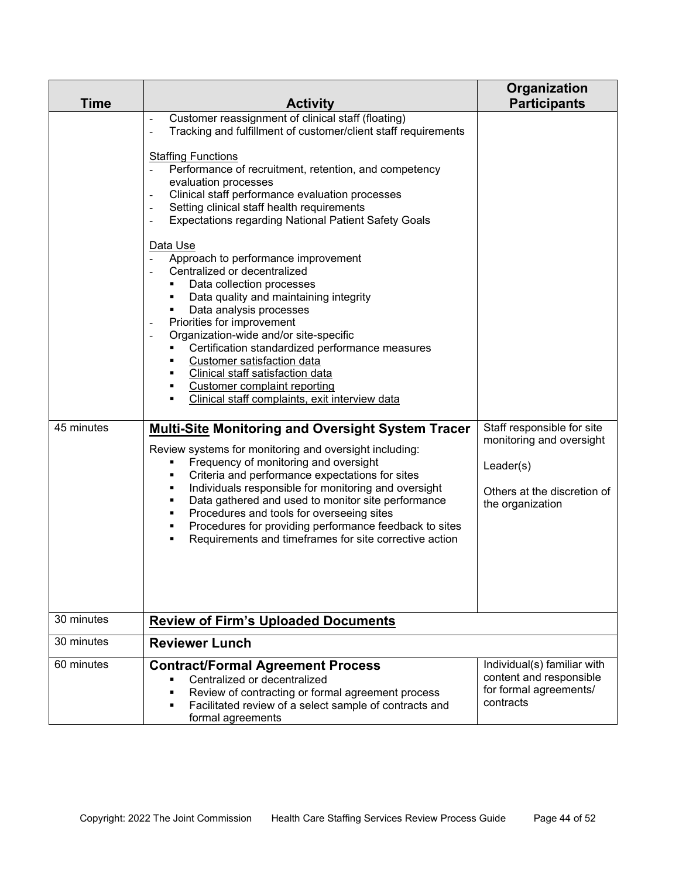| Time | Activity | Organization Participants |
|---|---|---|
| | - Customer reassignment of clinical staff (floating)<br>- Tracking and fulfillment of customer/client staff requirements<br><br><u>Staffing Functions</u><br>- Performance of recruitment, retention, and competency evaluation processes<br>- Clinical staff performance evaluation processes<br>- Setting clinical staff health requirements<br>- Expectations regarding National Patient Safety Goals<br><br><u>Data Use</u><br>- Approach to performance improvement<br>- Centralized or decentralized<br>  ▪ Data collection processes<br>  ▪ Data quality and maintaining integrity<br>  ▪ Data analysis processes<br>- Priorities for improvement<br>- Organization-wide and/or site-specific<br>  ▪ Certification standardized performance measures<br>  ▪ <u>Customer satisfaction data</u><br>  ▪ <u>Clinical staff satisfaction data</u><br>  ▪ <u>Customer complaint reporting</u><br>  ▪ <u>Clinical staff complaints, exit interview data</u> | |
| 45 minutes | **<u>Multi-Site</u> Monitoring and Oversight System Tracer**<br>Review systems for monitoring and oversight including:<br>▪ Frequency of monitoring and oversight<br>▪ Criteria and performance expectations for sites<br>▪ Individuals responsible for monitoring and oversight<br>▪ Data gathered and used to monitor site performance<br>▪ Procedures and tools for overseeing sites<br>▪ Procedures for providing performance feedback to sites<br>▪ Requirements and timeframes for site corrective action | Staff responsible for site monitoring and oversight<br><br>Leader(s)<br><br>Others at the discretion of the organization |
| 30 minutes | **<u>Review of Firm's Uploaded Documents</u>** | |
| 30 minutes | **Reviewer Lunch** | |
| 60 minutes | **Contract/Formal Agreement Process**<br>▪ Centralized or decentralized<br>▪ Review of contracting or formal agreement process<br>▪ Facilitated review of a select sample of contracts and formal agreements | Individual(s) familiar with content and responsible for formal agreements/ contracts |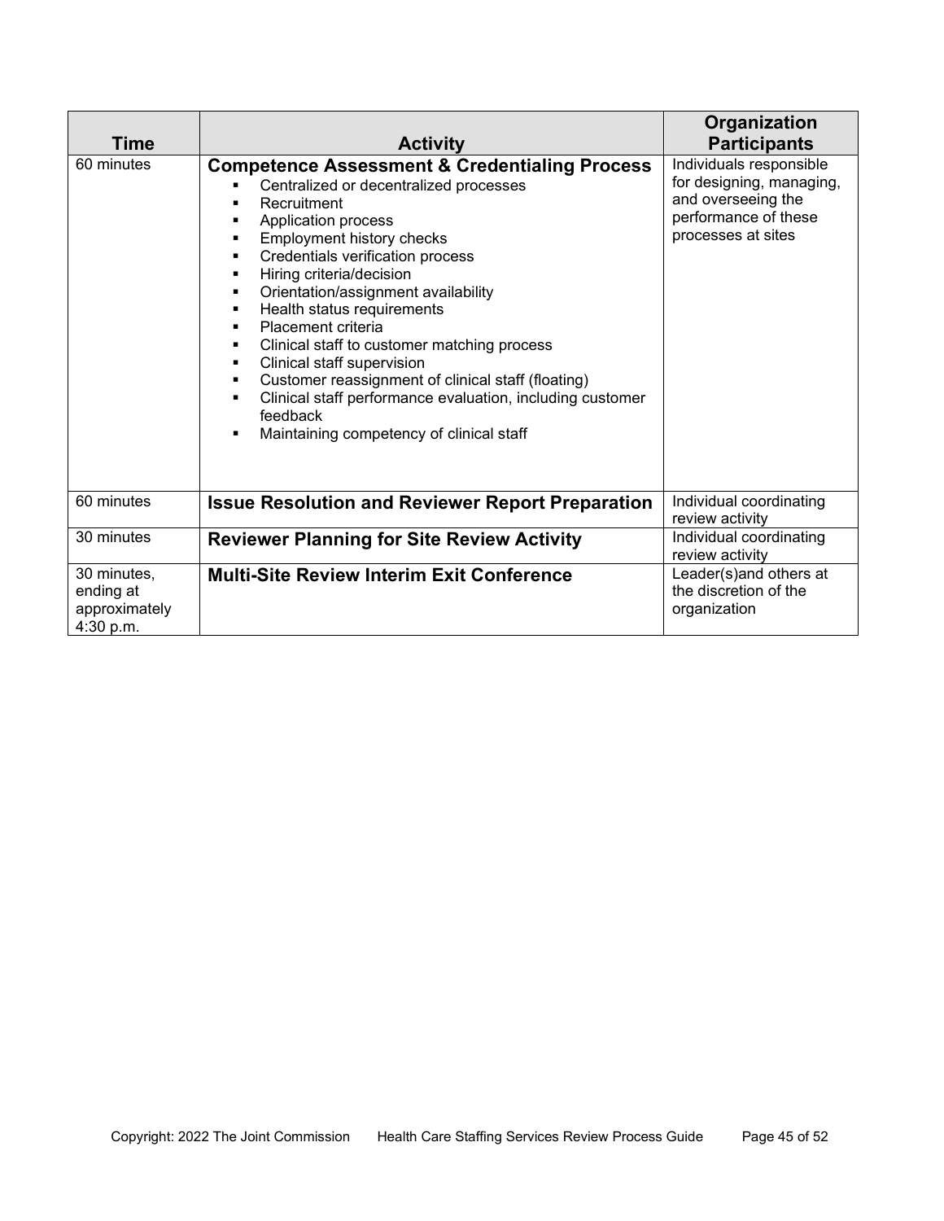| Time | Activity | Organization Participants |
|---|---|---|
| 60 minutes | **Competence Assessment & Credentialing Process**<br>▪ Centralized or decentralized processes<br>▪ Recruitment<br>▪ Application process<br>▪ Employment history checks<br>▪ Credentials verification process<br>▪ Hiring criteria/decision<br>▪ Orientation/assignment availability<br>▪ Health status requirements<br>▪ Placement criteria<br>▪ Clinical staff to customer matching process<br>▪ Clinical staff supervision<br>▪ Customer reassignment of clinical staff (floating)<br>▪ Clinical staff performance evaluation, including customer feedback<br>▪ Maintaining competency of clinical staff | Individuals responsible for designing, managing, and overseeing the performance of these processes at sites |
| 60 minutes | **Issue Resolution and Reviewer Report Preparation** | Individual coordinating review activity |
| 30 minutes | **Reviewer Planning for Site Review Activity** | Individual coordinating review activity |
| 30 minutes, ending at approximately 4:30 p.m. | **Multi-Site Review Interim Exit Conference** | Leader(s)and others at the discretion of the organization |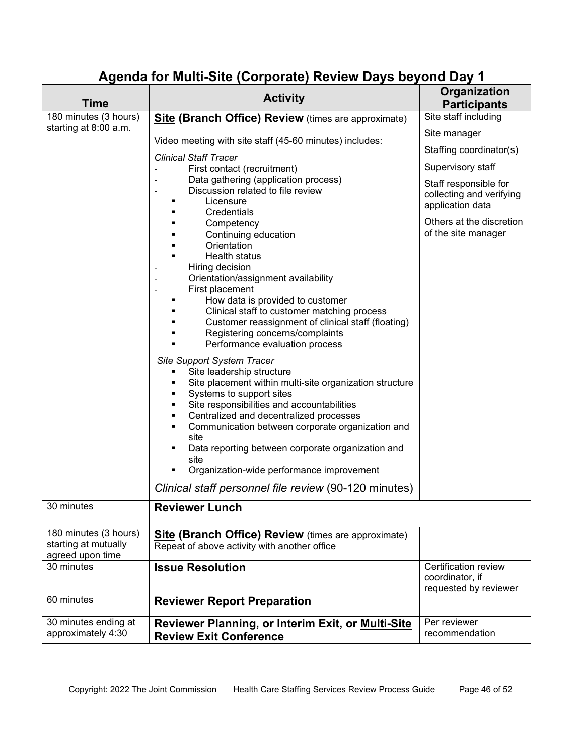# Agenda for Multi-Site (Corporate) Review Days beyond Day 1

| Time | Activity | Organization Participants |
|---|---|---|
| 180 minutes (3 hours) starting at 8:00 a.m. | **<u>Site</u> (Branch Office) Review** (times are approximate)<br><br>Video meeting with site staff (45-60 minutes) includes:<br><br>*Clinical Staff Tracer*<br>- First contact (recruitment)<br>- Data gathering (application process)<br>- Discussion related to file review<br>&nbsp;&nbsp;▪ Licensure<br>&nbsp;&nbsp;▪ Credentials<br>&nbsp;&nbsp;▪ Competency<br>&nbsp;&nbsp;▪ Continuing education<br>&nbsp;&nbsp;▪ Orientation<br>&nbsp;&nbsp;▪ Health status<br>- Hiring decision<br>- Orientation/assignment availability<br>- First placement<br>&nbsp;&nbsp;▪ How data is provided to customer<br>&nbsp;&nbsp;▪ Clinical staff to customer matching process<br>&nbsp;&nbsp;▪ Customer reassignment of clinical staff (floating)<br>&nbsp;&nbsp;▪ Registering concerns/complaints<br>&nbsp;&nbsp;▪ Performance evaluation process<br><br>*Site Support System Tracer*<br>▪ Site leadership structure<br>▪ Site placement within multi-site organization structure<br>▪ Systems to support sites<br>▪ Site responsibilities and accountabilities<br>▪ Centralized and decentralized processes<br>▪ Communication between corporate organization and site<br>▪ Data reporting between corporate organization and site<br>▪ Organization-wide performance improvement<br><br>*Clinical staff personnel file review* (90-120 minutes) | Site staff including<br><br>Site manager<br><br>Staffing coordinator(s)<br><br>Supervisory staff<br><br>Staff responsible for collecting and verifying application data<br><br>Others at the discretion of the site manager |
| 30 minutes | **Reviewer Lunch** | |
| 180 minutes (3 hours) starting at mutually agreed upon time | **<u>Site</u> (Branch Office) Review** (times are approximate)<br>Repeat of above activity with another office | |
| 30 minutes | **Issue Resolution** | Certification review coordinator, if requested by reviewer |
| 60 minutes | **Reviewer Report Preparation** | |
| 30 minutes ending at approximately 4:30 | **Reviewer Planning, or Interim Exit, or <u>Multi-Site</u> Review Exit Conference** | Per reviewer recommendation |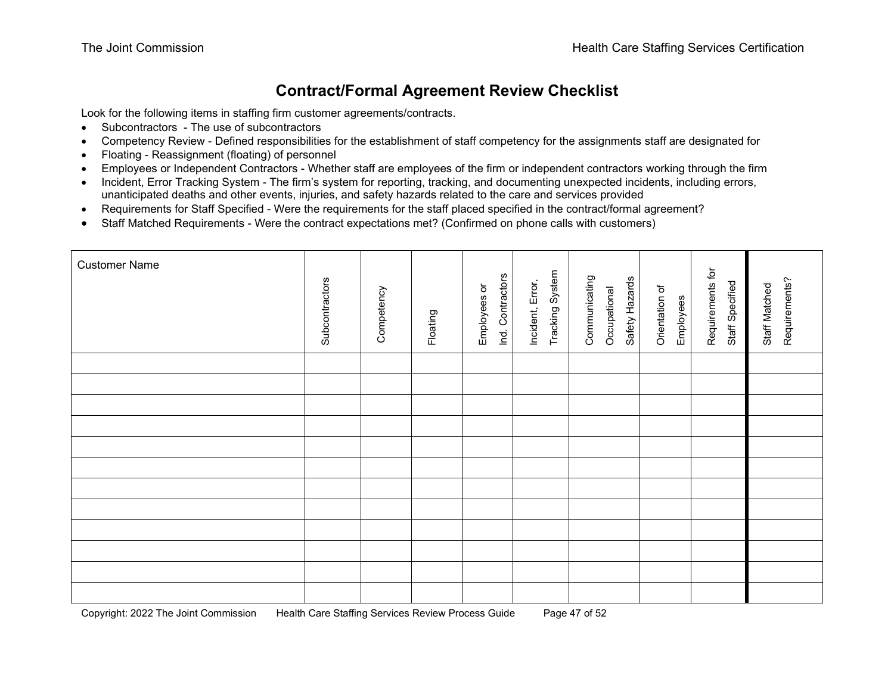# Contract/Formal Agreement Review Checklist

Look for the following items in staffing firm customer agreements/contracts.

- Subcontractors - The use of subcontractors
- Competency Review - Defined responsibilities for the establishment of staff competency for the assignments staff are designated for
- Floating - Reassignment (floating) of personnel
- Employees or Independent Contractors - Whether staff are employees of the firm or independent contractors working through the firm
- Incident, Error Tracking System - The firm's system for reporting, tracking, and documenting unexpected incidents, including errors, unanticipated deaths and other events, injuries, and safety hazards related to the care and services provided
- Requirements for Staff Specified - Were the requirements for the staff placed specified in the contract/formal agreement?
- Staff Matched Requirements - Were the contract expectations met? (Confirmed on phone calls with customers)

| Customer Name | Subcontractors | Competency | Floating | Employees or Ind. Contractors | Incident, Error, Tracking System | Communicating Occupational Safety Hazards | Orientation of Employees | Requirements for Staff Specified | Staff Matched Requirements? |
|---|---|---|---|---|---|---|---|---|---|
| | | | | | | | | | |
| | | | | | | | | | |
| | | | | | | | | | |
| | | | | | | | | | |
| | | | | | | | | | |
| | | | | | | | | | |
| | | | | | | | | | |
| | | | | | | | | | |
| | | | | | | | | | |
| | | | | | | | | | |
| | | | | | | | | | |
| | | | | | | | | | |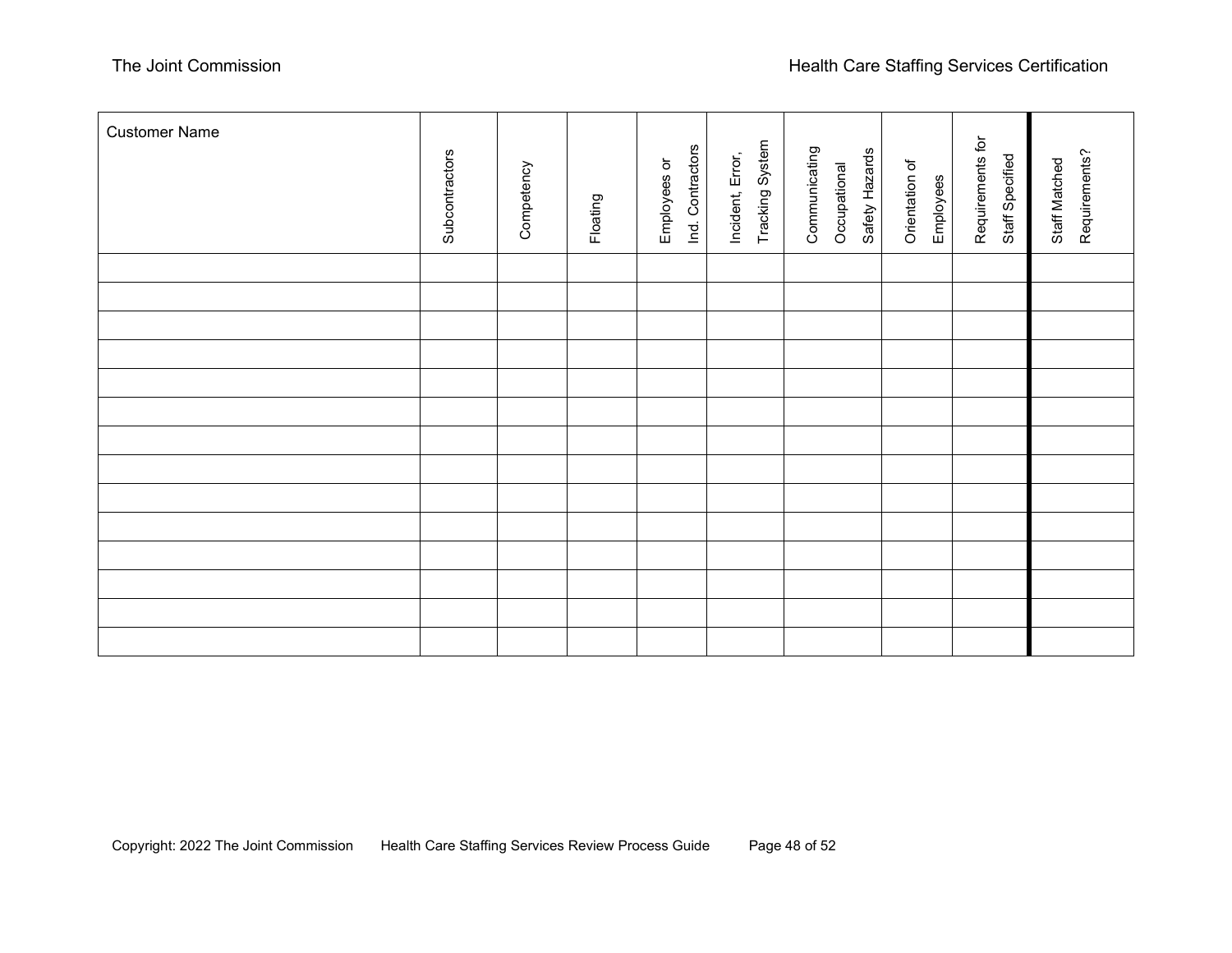| Customer Name | Subcontractors | Competency | Floating | Employees or Ind. Contractors | Incident, Error, Tracking System | Communicating Occupational Safety Hazards | Orientation of Employees | Requirements for Staff Specified | Staff Matched Requirements? |
|---|---|---|---|---|---|---|---|---|---|
| | | | | | | | | | |
| | | | | | | | | | |
| | | | | | | | | | |
| | | | | | | | | | |
| | | | | | | | | | |
| | | | | | | | | | |
| | | | | | | | | | |
| | | | | | | | | | |
| | | | | | | | | | |
| | | | | | | | | | |
| | | | | | | | | | |
| | | | | | | | | | |
| | | | | | | | | | |
| | | | | | | | | | |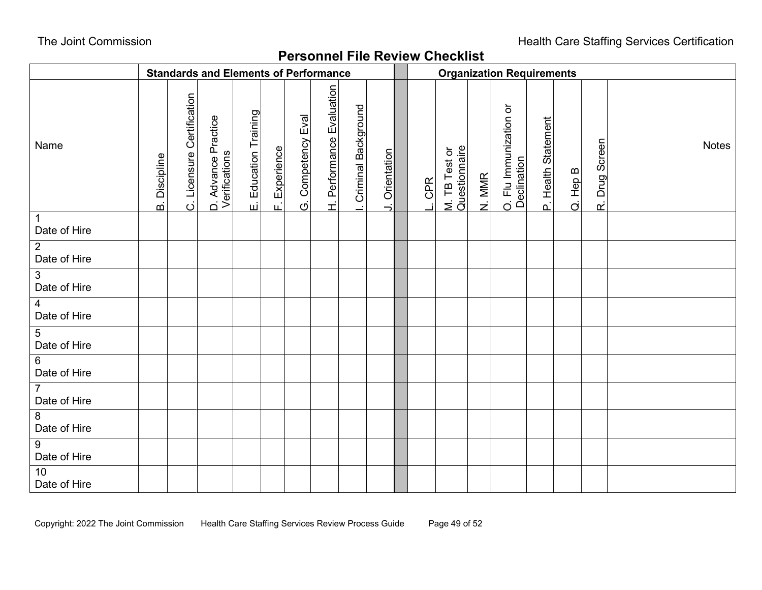# Personnel File Review Checklist

| | Standards and Elements of Performance | | | | | | | | | | Organization Requirements | | | | | | | |
|---|---|---|---|---|---|---|---|---|---|---|---|---|---|---|---|---|---|---|
| Name | B. Discipline | C. Licensure Certification | D. Advance Practice Verifications | E. Education Training | F. Experience | G. Competency Eval | H. Performance Evaluation | I. Criminal Background | J. Orientation | | L. CPR | M. TB Test or Questionnaire | N. MMR | O. Flu Immunization or Declination | P. Health Statement | Q. Hep B | R. Drug Screen | Notes |
| 1<br>Date of Hire | | | | | | | | | | | | | | | | | | |
| 2<br>Date of Hire | | | | | | | | | | | | | | | | | | |
| 3<br>Date of Hire | | | | | | | | | | | | | | | | | | |
| 4<br>Date of Hire | | | | | | | | | | | | | | | | | | |
| 5<br>Date of Hire | | | | | | | | | | | | | | | | | | |
| 6<br>Date of Hire | | | | | | | | | | | | | | | | | | |
| 7<br>Date of Hire | | | | | | | | | | | | | | | | | | |
| 8<br>Date of Hire | | | | | | | | | | | | | | | | | | |
| 9<br>Date of Hire | | | | | | | | | | | | | | | | | | |
| 10<br>Date of Hire | | | | | | | | | | | | | | | | | | |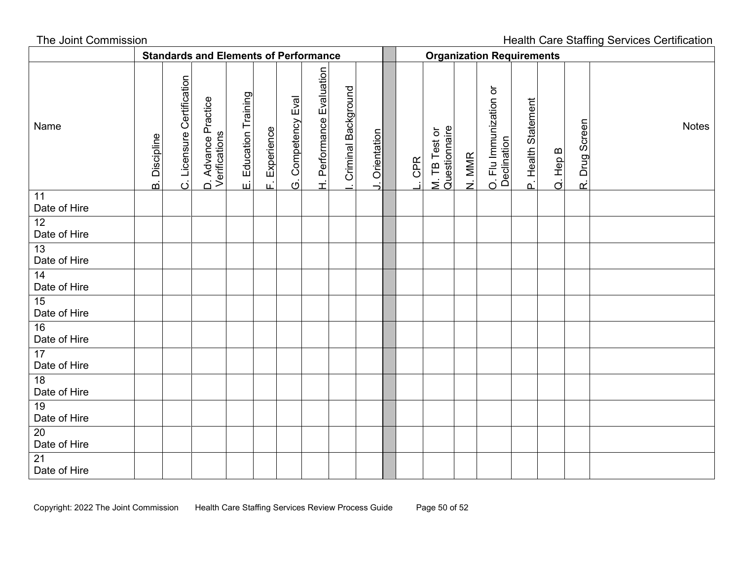| | Standards and Elements of Performance | | | | | | | | | | Organization Requirements | | | | | | | |
|---|---|---|---|---|---|---|---|---|---|---|---|---|---|---|---|---|---|---|
| Name | B. Discipline | C. Licensure Certification | D. Advance Practice Verifications | E. Education Training | F. Experience | G. Competency Eval | H. Performance Evaluation | I. Criminal Background | J. Orientation | | L. CPR | M. TB Test or Questionnaire | N. MMR | O. Flu Immunization or Declination | P. Health Statement | Q. Hep B | R. Drug Screen | Notes |
| 11<br>Date of Hire | | | | | | | | | | | | | | | | | | |
| 12<br>Date of Hire | | | | | | | | | | | | | | | | | | |
| 13<br>Date of Hire | | | | | | | | | | | | | | | | | | |
| 14<br>Date of Hire | | | | | | | | | | | | | | | | | | |
| 15<br>Date of Hire | | | | | | | | | | | | | | | | | | |
| 16<br>Date of Hire | | | | | | | | | | | | | | | | | | |
| 17<br>Date of Hire | | | | | | | | | | | | | | | | | | |
| 18<br>Date of Hire | | | | | | | | | | | | | | | | | | |
| 19<br>Date of Hire | | | | | | | | | | | | | | | | | | |
| 20<br>Date of Hire | | | | | | | | | | | | | | | | | | |
| 21<br>Date of Hire | | | | | | | | | | | | | | | | | | |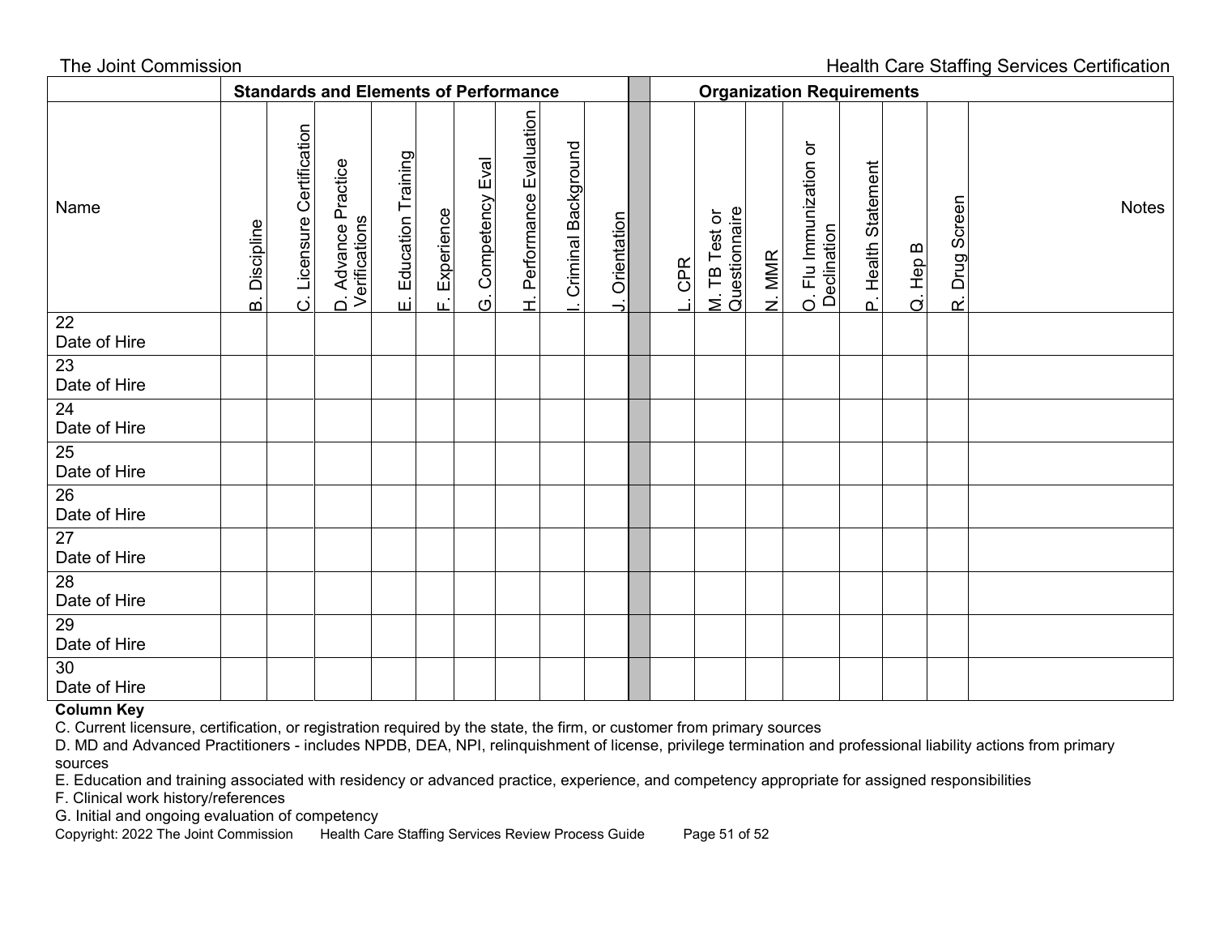|  | Standards and Elements of Performance | | | | | | | | | | Organization Requirements | | | | | | | |
|---|---|---|---|---|---|---|---|---|---|---|---|---|---|---|---|---|---|---|
| Name | B. Discipline | C. Licensure Certification | D. Advance Practice Verifications | E. Education Training | F. Experience | G. Competency Eval | H. Performance Evaluation | I. Criminal Background | J. Orientation | | L. CPR | M. TB Test or Questionnaire | N. MMR | O. Flu Immunization or Declination | P. Health Statement | Q. Hep B | R. Drug Screen | Notes |
| 22<br>Date of Hire | | | | | | | | | | | | | | | | | | |
| 23<br>Date of Hire | | | | | | | | | | | | | | | | | | |
| 24<br>Date of Hire | | | | | | | | | | | | | | | | | | |
| 25<br>Date of Hire | | | | | | | | | | | | | | | | | | |
| 26<br>Date of Hire | | | | | | | | | | | | | | | | | | |
| 27<br>Date of Hire | | | | | | | | | | | | | | | | | | |
| 28<br>Date of Hire | | | | | | | | | | | | | | | | | | |
| 29<br>Date of Hire | | | | | | | | | | | | | | | | | | |
| 30<br>Date of Hire | | | | | | | | | | | | | | | | | | |

**Column Key**

C. Current licensure, certification, or registration required by the state, the firm, or customer from primary sources

D. MD and Advanced Practitioners - includes NPDB, DEA, NPI, relinquishment of license, privilege termination and professional liability actions from primary sources

E. Education and training associated with residency or advanced practice, experience, and competency appropriate for assigned responsibilities

F. Clinical work history/references

G. Initial and ongoing evaluation of competency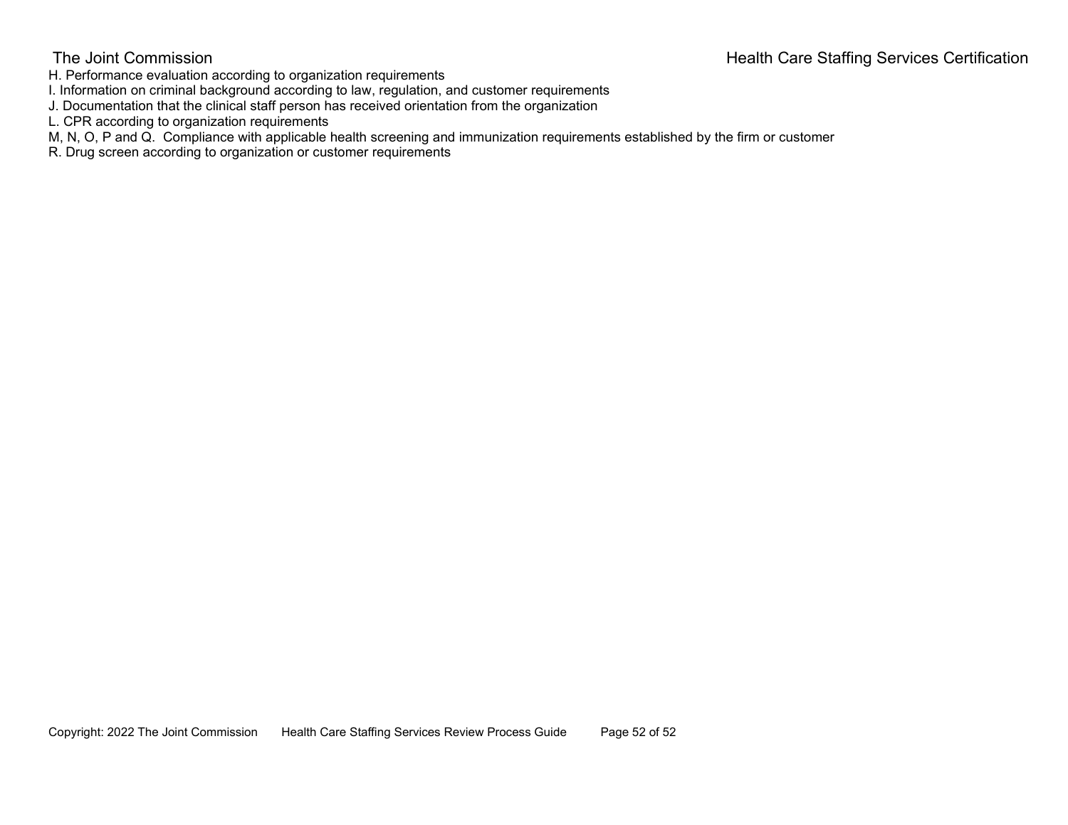H. Performance evaluation according to organization requirements
I. Information on criminal background according to law, regulation, and customer requirements
J. Documentation that the clinical staff person has received orientation from the organization
L. CPR according to organization requirements
M, N, O, P and Q. Compliance with applicable health screening and immunization requirements established by the firm or customer
R. Drug screen according to organization or customer requirements